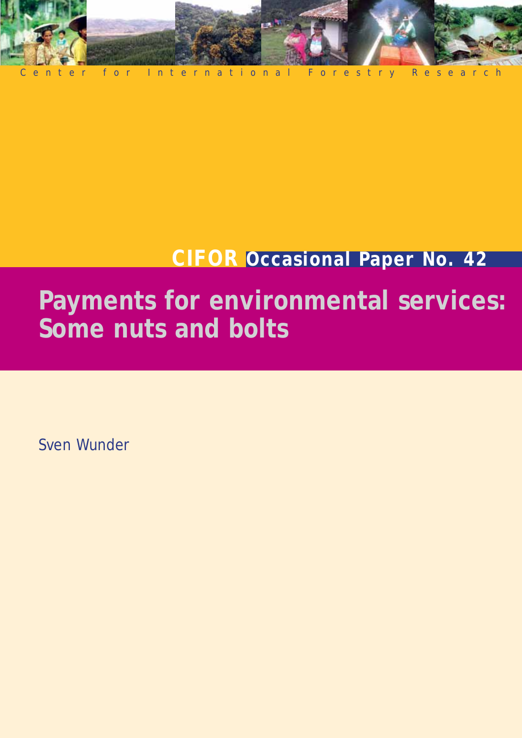Center for International Forestry Research

CIFOR Occasional Paper No. 42

# Payments for environmental services: Some nuts and bolts

Sven Wunder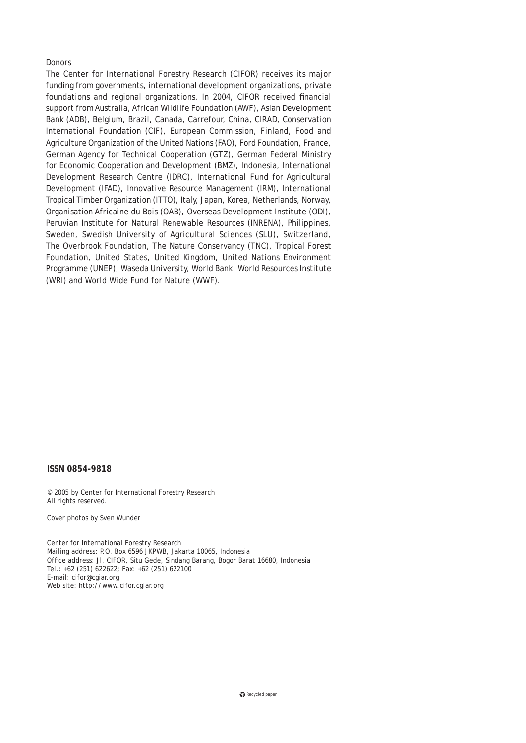Donors

The Center for International Forestry Research (CIFOR) receives its major funding from governments, international development organizations, private foundations and regional organizations. In 2004, CIFOR received financial support from Australia, African Wildlife Foundation (AWF), Asian Development Bank (ADB), Belgium, Brazil, Canada, Carrefour, China, CIRAD, Conservation International Foundation (CIF), European Commission, Finland, Food and Agriculture Organization of the United Nations (FAO), Ford Foundation, France, German Agency for Technical Cooperation (GTZ), German Federal Ministry for Economic Cooperation and Development (BMZ), Indonesia, International Development Research Centre (IDRC), International Fund for Agricultural Development (IFAD), Innovative Resource Management (IRM), International Tropical Timber Organization (ITTO), Italy, Japan, Korea, Netherlands, Norway, Organisation Africaine du Bois (OAB), Overseas Development Institute (ODI), Peruvian Institute for Natural Renewable Resources (INRENA), Philippines, Sweden, Swedish University of Agricultural Sciences (SLU), Switzerland, The Overbrook Foundation, The Nature Conservancy (TNC), Tropical Forest Foundation, United States, United Kingdom, United Nations Environment Programme (UNEP), Waseda University, World Bank, World Resources Institute (WRI) and World Wide Fund for Nature (WWF).

**ISSN 0854-9818**

© 2005 by Center for International Forestry Research
All rights reserved.

Cover photos by Sven Wunder

Center for International Forestry Research
Mailing address: P.O. Box 6596 JKPWB, Jakarta 10065, Indonesia
Office address: Jl. CIFOR, Situ Gede, Sindang Barang, Bogor Barat 16680, Indonesia
Tel.: +62 (251) 622622; Fax: +62 (251) 622100
E-mail: cifor@cgiar.org
Web site: http://www.cifor.cgiar.org

Recycled paper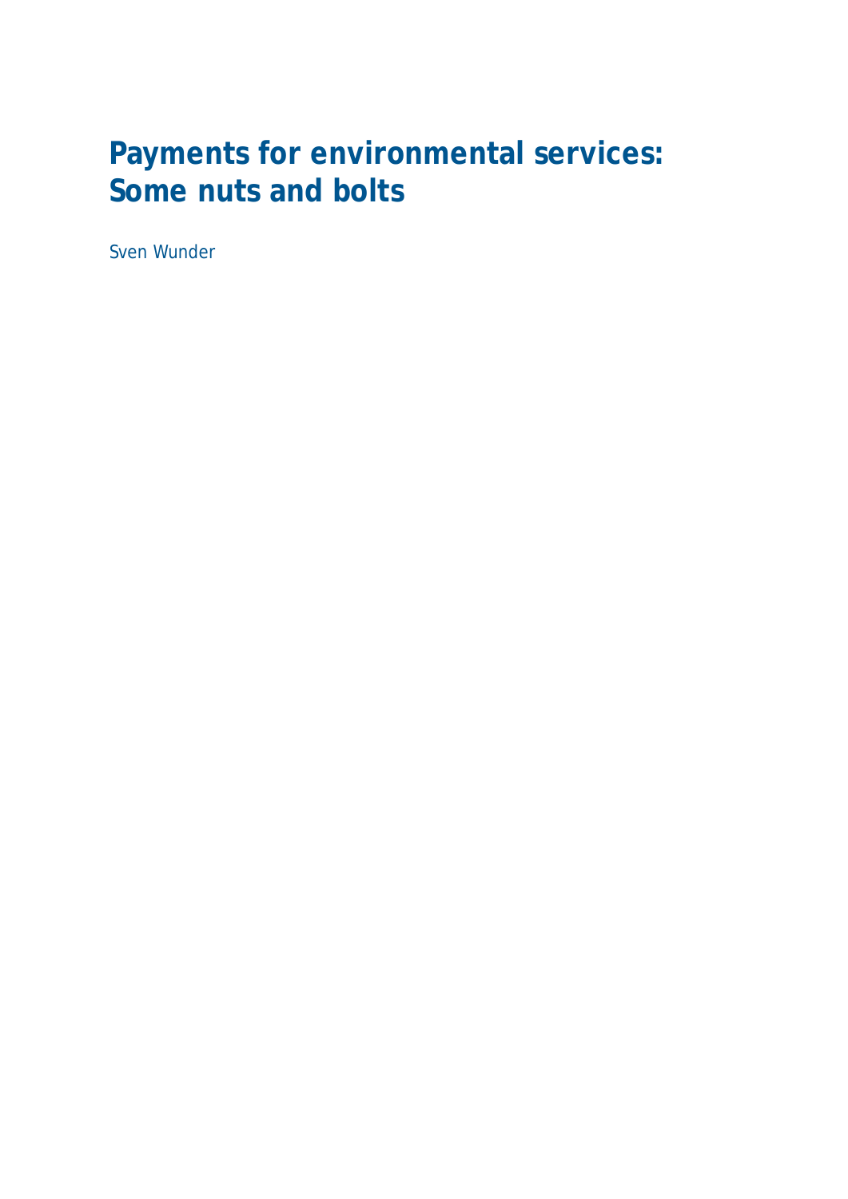# Payments for environmental services: Some nuts and bolts

Sven Wunder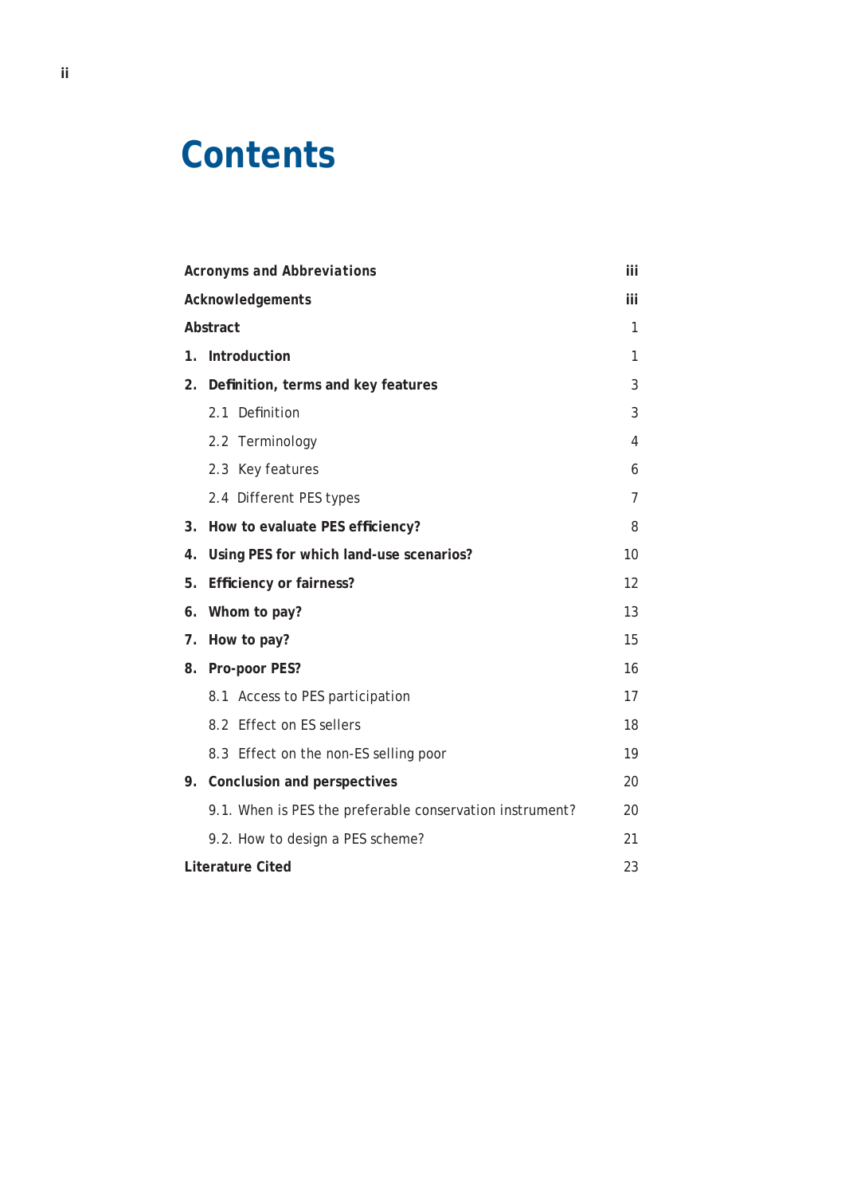# Contents

| | |
|---|---|
| **Acronyms and Abbreviations** | iii |
| **Acknowledgements** | iii |
| **Abstract** | 1 |
| **1. Introduction** | 1 |
| **2. Definition, terms and key features** | 3 |
| 2.1 Definition | 3 |
| 2.2 Terminology | 4 |
| 2.3 Key features | 6 |
| 2.4 Different PES types | 7 |
| **3. How to evaluate PES efficiency?** | 8 |
| **4. Using PES for which land-use scenarios?** | 10 |
| **5. Efficiency or fairness?** | 12 |
| **6. Whom to pay?** | 13 |
| **7. How to pay?** | 15 |
| **8. Pro-poor PES?** | 16 |
| 8.1 Access to PES participation | 17 |
| 8.2 Effect on ES sellers | 18 |
| 8.3 Effect on the non-ES selling poor | 19 |
| **9. Conclusion and perspectives** | 20 |
| 9.1. When is PES the preferable conservation instrument? | 20 |
| 9.2. How to design a PES scheme? | 21 |
| **Literature Cited** | 23 |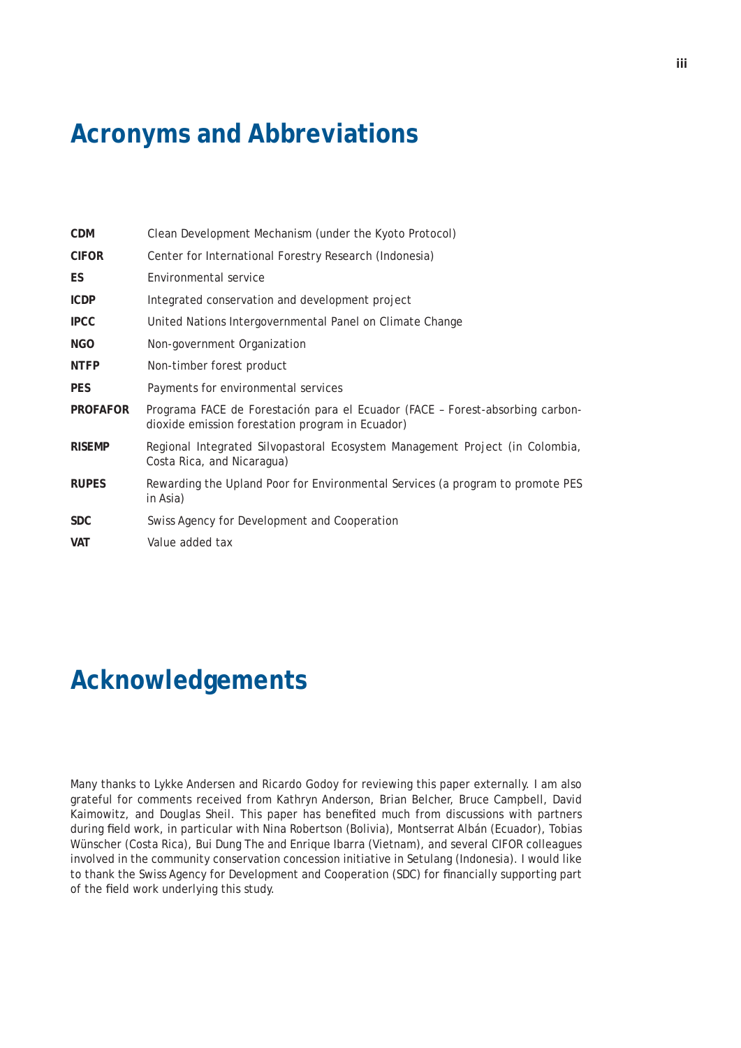# Acronyms and Abbreviations

| | |
|---|---|
| **CDM** | Clean Development Mechanism (under the Kyoto Protocol) |
| **CIFOR** | Center for International Forestry Research (Indonesia) |
| **ES** | Environmental service |
| **ICDP** | Integrated conservation and development project |
| **IPCC** | United Nations Intergovernmental Panel on Climate Change |
| **NGO** | Non-government Organization |
| **NTFP** | Non-timber forest product |
| **PES** | Payments for environmental services |
| **PROFAFOR** | Programa FACE de Forestación para el Ecuador (FACE – Forest-absorbing carbon-dioxide emission forestation program in Ecuador) |
| **RISEMP** | Regional Integrated Silvopastoral Ecosystem Management Project (in Colombia, Costa Rica, and Nicaragua) |
| **RUPES** | Rewarding the Upland Poor for Environmental Services (a program to promote PES in Asia) |
| **SDC** | Swiss Agency for Development and Cooperation |
| **VAT** | Value added tax |

# Acknowledgements

Many thanks to Lykke Andersen and Ricardo Godoy for reviewing this paper externally. I am also grateful for comments received from Kathryn Anderson, Brian Belcher, Bruce Campbell, David Kaimowitz, and Douglas Sheil. This paper has benefited much from discussions with partners during field work, in particular with Nina Robertson (Bolivia), Montserrat Albán (Ecuador), Tobias Wünscher (Costa Rica), Bui Dung The and Enrique Ibarra (Vietnam), and several CIFOR colleagues involved in the community conservation concession initiative in Setulang (Indonesia). I would like to thank the Swiss Agency for Development and Cooperation (SDC) for financially supporting part of the field work underlying this study.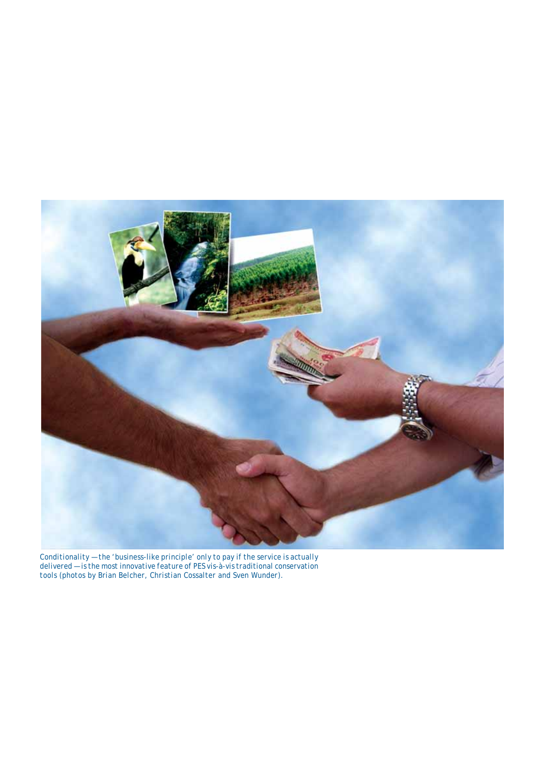Conditionality —the 'business-like principle' only to pay if the service is actually delivered —is the most innovative feature of PES vis-à-vis traditional conservation tools (photos by Brian Belcher, Christian Cossalter and Sven Wunder).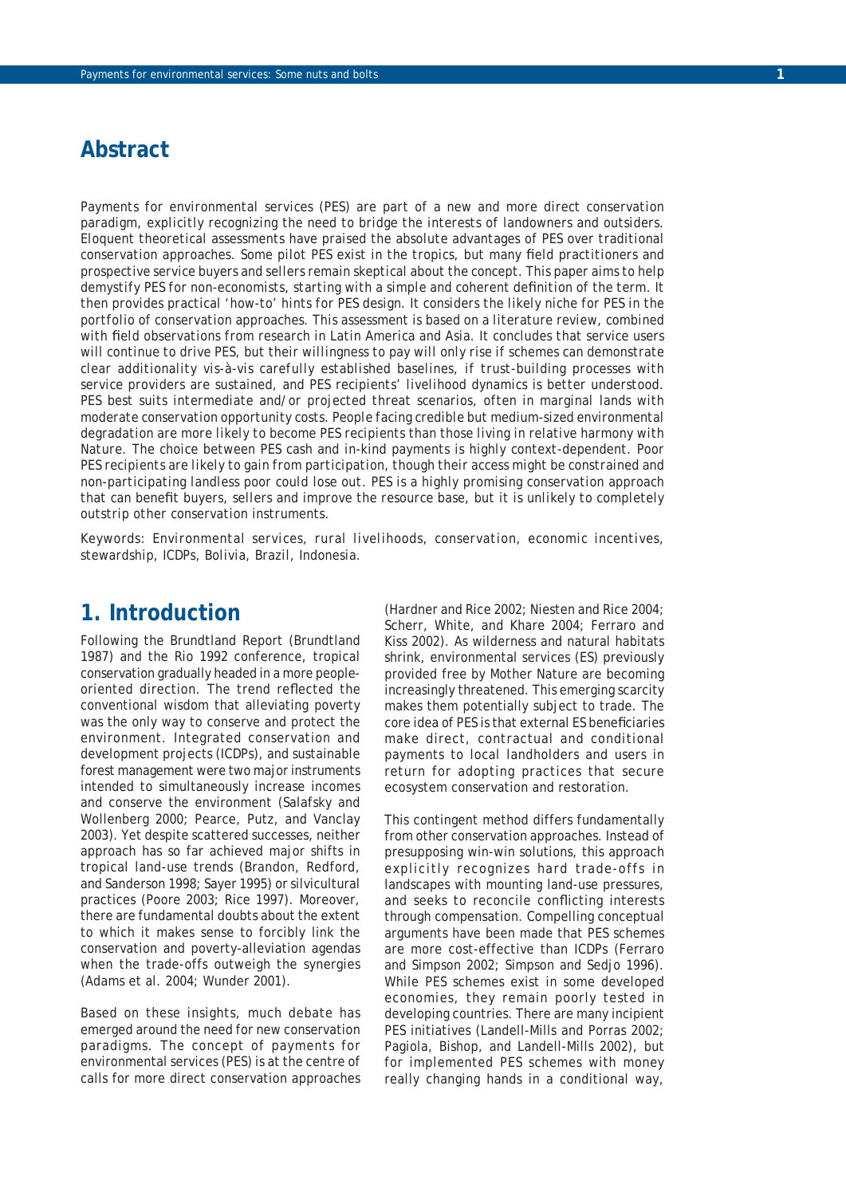## Abstract

Payments for environmental services (PES) are part of a new and more direct conservation paradigm, explicitly recognizing the need to bridge the interests of landowners and outsiders. Eloquent theoretical assessments have praised the absolute advantages of PES over traditional conservation approaches. Some pilot PES exist in the tropics, but many field practitioners and prospective service buyers and sellers remain skeptical about the concept. This paper aims to help demystify PES for non-economists, starting with a simple and coherent definition of the term. It then provides practical 'how-to' hints for PES design. It considers the likely niche for PES in the portfolio of conservation approaches. This assessment is based on a literature review, combined with field observations from research in Latin America and Asia. It concludes that service users will continue to drive PES, but their willingness to pay will only rise if schemes can demonstrate clear additionality vis-à-vis carefully established baselines, if trust-building processes with service providers are sustained, and PES recipients' livelihood dynamics is better understood. PES best suits intermediate and/or projected threat scenarios, often in marginal lands with moderate conservation opportunity costs. People facing credible but medium-sized environmental degradation are more likely to become PES recipients than those living in relative harmony with Nature. The choice between PES cash and in-kind payments is highly context-dependent. Poor PES recipients are likely to gain from participation, though their access might be constrained and non-participating landless poor could lose out. PES is a highly promising conservation approach that can benefit buyers, sellers and improve the resource base, but it is unlikely to completely outstrip other conservation instruments.

Keywords: Environmental services, rural livelihoods, conservation, economic incentives, stewardship, ICDPs, Bolivia, Brazil, Indonesia.

## 1. Introduction

Following the Brundtland Report (Brundtland 1987) and the Rio 1992 conference, tropical conservation gradually headed in a more people-oriented direction. The trend reflected the conventional wisdom that alleviating poverty was the only way to conserve and protect the environment. Integrated conservation and development projects (ICDPs), and sustainable forest management were two major instruments intended to simultaneously increase incomes and conserve the environment (Salafsky and Wollenberg 2000; Pearce, Putz, and Vanclay 2003). Yet despite scattered successes, neither approach has so far achieved major shifts in tropical land-use trends (Brandon, Redford, and Sanderson 1998; Sayer 1995) or silvicultural practices (Poore 2003; Rice 1997). Moreover, there are fundamental doubts about the extent to which it makes sense to forcibly link the conservation and poverty-alleviation agendas when the trade-offs outweigh the synergies (Adams et al. 2004; Wunder 2001).

Based on these insights, much debate has emerged around the need for new conservation paradigms. The concept of payments for environmental services (PES) is at the centre of calls for more direct conservation approaches (Hardner and Rice 2002; Niesten and Rice 2004; Scherr, White, and Khare 2004; Ferraro and Kiss 2002). As wilderness and natural habitats shrink, environmental services (ES) previously provided free by Mother Nature are becoming increasingly threatened. This emerging scarcity makes them potentially subject to trade. The core idea of PES is that external ES beneficiaries make direct, contractual and conditional payments to local landholders and users in return for adopting practices that secure ecosystem conservation and restoration.

This contingent method differs fundamentally from other conservation approaches. Instead of presupposing win-win solutions, this approach explicitly recognizes hard trade-offs in landscapes with mounting land-use pressures, and seeks to reconcile conflicting interests through compensation. Compelling conceptual arguments have been made that PES schemes are more cost-effective than ICDPs (Ferraro and Simpson 2002; Simpson and Sedjo 1996). While PES schemes exist in some developed economies, they remain poorly tested in developing countries. There are many incipient PES initiatives (Landell-Mills and Porras 2002; Pagiola, Bishop, and Landell-Mills 2002), but for implemented PES schemes with money really changing hands in a conditional way,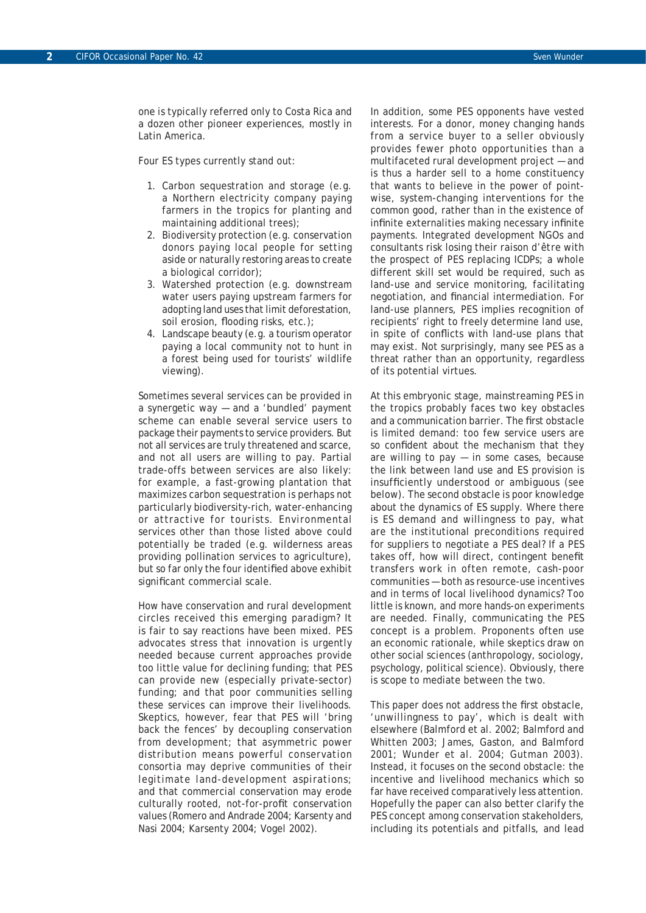one is typically referred only to Costa Rica and a dozen other pioneer experiences, mostly in Latin America.

Four ES types currently stand out:

1. Carbon sequestration and storage (e.g. a Northern electricity company paying farmers in the tropics for planting and maintaining additional trees);
2. Biodiversity protection (e.g. conservation donors paying local people for setting aside or naturally restoring areas to create a biological corridor);
3. Watershed protection (e.g. downstream water users paying upstream farmers for adopting land uses that limit deforestation, soil erosion, flooding risks, etc.);
4. Landscape beauty (e.g. a tourism operator paying a local community not to hunt in a forest being used for tourists' wildlife viewing).

Sometimes several services can be provided in a synergetic way — and a 'bundled' payment scheme can enable several service users to package their payments to service providers. But not all services are truly threatened and scarce, and not all users are willing to pay. Partial trade-offs between services are also likely: for example, a fast-growing plantation that maximizes carbon sequestration is perhaps not particularly biodiversity-rich, water-enhancing or attractive for tourists. Environmental services other than those listed above could potentially be traded (e.g. wilderness areas providing pollination services to agriculture), but so far only the four identified above exhibit significant commercial scale.

How have conservation and rural development circles received this emerging paradigm? It is fair to say reactions have been mixed. PES advocates stress that innovation is urgently needed because current approaches provide too little value for declining funding; that PES can provide new (especially private-sector) funding; and that poor communities selling these services can improve their livelihoods. Skeptics, however, fear that PES will 'bring back the fences' by decoupling conservation from development; that asymmetric power distribution means powerful conservation consortia may deprive communities of their legitimate land-development aspirations; and that commercial conservation may erode culturally rooted, not-for-profit conservation values (Romero and Andrade 2004; Karsenty and Nasi 2004; Karsenty 2004; Vogel 2002).

In addition, some PES opponents have vested interests. For a donor, money changing hands from a service buyer to a seller obviously provides fewer photo opportunities than a multifaceted rural development project — and is thus a harder sell to a home constituency that wants to believe in the power of point-wise, system-changing interventions for the common good, rather than in the existence of infinite externalities making necessary infinite payments. Integrated development NGOs and consultants risk losing their raison d'être with the prospect of PES replacing ICDPs; a whole different skill set would be required, such as land-use and service monitoring, facilitating negotiation, and financial intermediation. For land-use planners, PES implies recognition of recipients' right to freely determine land use, in spite of conflicts with land-use plans that may exist. Not surprisingly, many see PES as a threat rather than an opportunity, regardless of its potential virtues.

At this embryonic stage, mainstreaming PES in the tropics probably faces two key obstacles and a communication barrier. The first obstacle is limited demand: too few service users are so confident about the mechanism that they are willing to pay — in some cases, because the link between land use and ES provision is insufficiently understood or ambiguous (see below). The second obstacle is poor knowledge about the dynamics of ES supply. Where there is ES demand and willingness to pay, what are the institutional preconditions required for suppliers to negotiate a PES deal? If a PES takes off, how will direct, contingent benefit transfers work in often remote, cash-poor communities — both as resource-use incentives and in terms of local livelihood dynamics? Too little is known, and more hands-on experiments are needed. Finally, communicating the PES concept is a problem. Proponents often use an economic rationale, while skeptics draw on other social sciences (anthropology, sociology, psychology, political science). Obviously, there is scope to mediate between the two.

This paper does not address the first obstacle, 'unwillingness to pay', which is dealt with elsewhere (Balmford et al. 2002; Balmford and Whitten 2003; James, Gaston, and Balmford 2001; Wunder et al. 2004; Gutman 2003). Instead, it focuses on the second obstacle: the incentive and livelihood mechanics which so far have received comparatively less attention. Hopefully the paper can also better clarify the PES concept among conservation stakeholders, including its potentials and pitfalls, and lead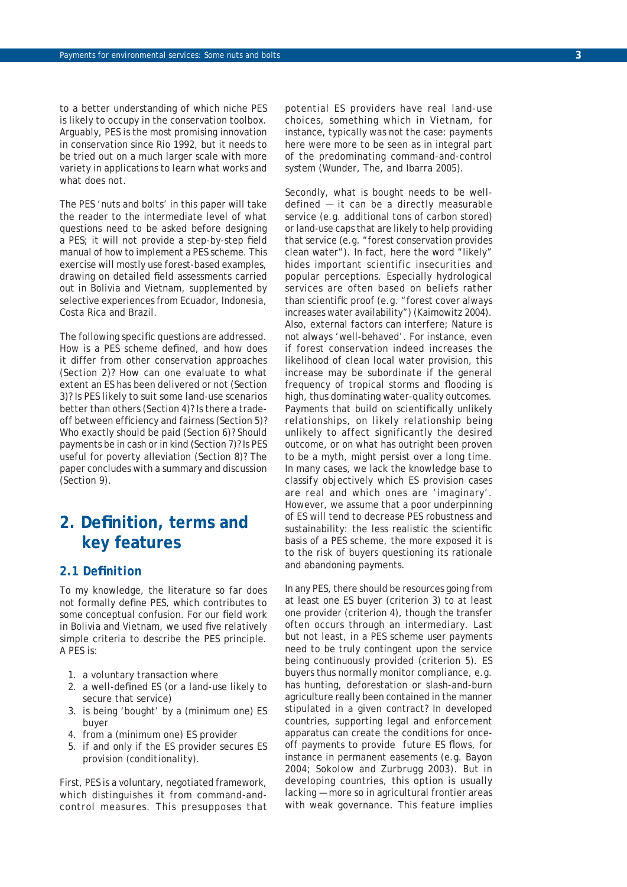to a better understanding of which niche PES is likely to occupy in the conservation toolbox. Arguably, PES is the most promising innovation in conservation since Rio 1992, but it needs to be tried out on a much larger scale with more variety in applications to learn what works and what does not.

The PES 'nuts and bolts' in this paper will take the reader to the intermediate level of what questions need to be asked before designing a PES; it will not provide a step-by-step field manual of how to implement a PES scheme. This exercise will mostly use forest-based examples, drawing on detailed field assessments carried out in Bolivia and Vietnam, supplemented by selective experiences from Ecuador, Indonesia, Costa Rica and Brazil.

The following specific questions are addressed. How is a PES scheme defined, and how does it differ from other conservation approaches (Section 2)? How can one evaluate to what extent an ES has been delivered or not (Section 3)? Is PES likely to suit some land-use scenarios better than others (Section 4)? Is there a trade-off between efficiency and fairness (Section 5)? Who exactly should be paid (Section 6)? Should payments be in cash or in kind (Section 7)? Is PES useful for poverty alleviation (Section 8)? The paper concludes with a summary and discussion (Section 9).

# 2. Definition, terms and key features

## 2.1 Definition

To my knowledge, the literature so far does not formally define PES, which contributes to some conceptual confusion. For our field work in Bolivia and Vietnam, we used five relatively simple criteria to describe the PES principle. A PES is:

1. a voluntary transaction where
2. a well-defined ES (or a land-use likely to secure that service)
3. is being 'bought' by a (minimum one) ES buyer
4. from a (minimum one) ES provider
5. if and only if the ES provider secures ES provision (conditionality).

First, PES is a voluntary, negotiated framework, which distinguishes it from command-and-control measures. This presupposes that potential ES providers have real land-use choices, something which in Vietnam, for instance, typically was not the case: payments here were more to be seen as in integral part of the predominating command-and-control system (Wunder, The, and Ibarra 2005).

Secondly, what is bought needs to be well-defined — it can be a directly measurable service (e.g. additional tons of carbon stored) or land-use caps that are likely to help providing that service (e.g. "forest conservation provides clean water"). In fact, here the word "likely" hides important scientific insecurities and popular perceptions. Especially hydrological services are often based on beliefs rather than scientific proof (e.g. "forest cover always increases water availability") (Kaimowitz 2004). Also, external factors can interfere; Nature is not always 'well-behaved'. For instance, even if forest conservation indeed increases the likelihood of clean local water provision, this increase may be subordinate if the general frequency of tropical storms and flooding is high, thus dominating water-quality outcomes. Payments that build on scientifically unlikely relationships, on likely relationship being unlikely to affect significantly the desired outcome, or on what has outright been proven to be a myth, might persist over a long time. In many cases, we lack the knowledge base to classify objectively which ES provision cases are real and which ones are 'imaginary'. However, we assume that a poor underpinning of ES will tend to decrease PES robustness and sustainability: the less realistic the scientific basis of a PES scheme, the more exposed it is to the risk of buyers questioning its rationale and abandoning payments.

In any PES, there should be resources going from at least one ES buyer (criterion 3) to at least one provider (criterion 4), though the transfer often occurs through an intermediary. Last but not least, in a PES scheme user payments need to be truly contingent upon the service being continuously provided (criterion 5). ES buyers thus normally monitor compliance, e.g. has hunting, deforestation or slash-and-burn agriculture really been contained in the manner stipulated in a given contract? In developed countries, supporting legal and enforcement apparatus can create the conditions for once-off payments to provide future ES flows, for instance in permanent easements (e.g. Bayon 2004; Sokolow and Zurbrugg 2003). But in developing countries, this option is usually lacking — more so in agricultural frontier areas with weak governance. This feature implies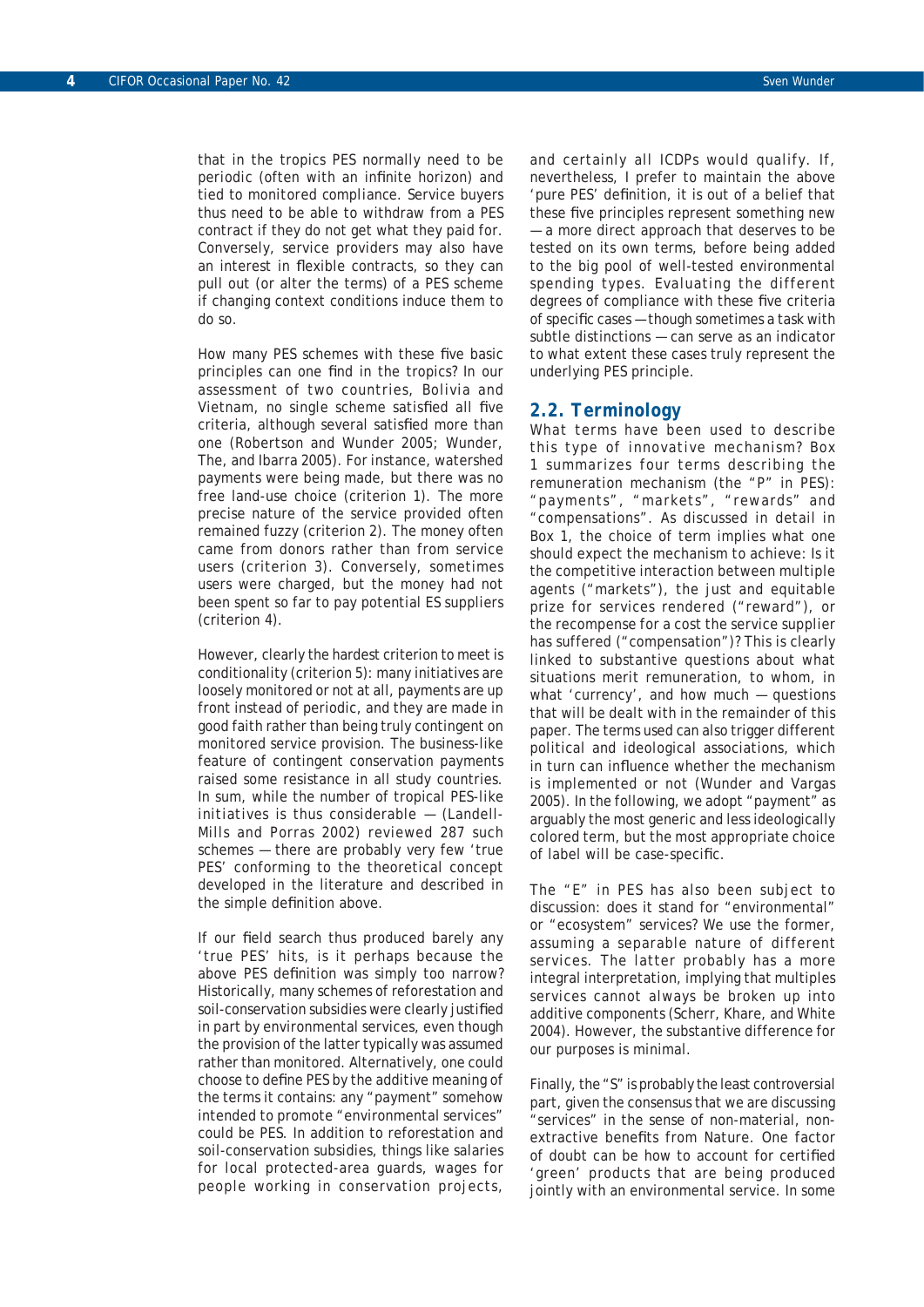that in the tropics PES normally need to be periodic (often with an infinite horizon) and tied to monitored compliance. Service buyers thus need to be able to withdraw from a PES contract if they do not get what they paid for. Conversely, service providers may also have an interest in flexible contracts, so they can pull out (or alter the terms) of a PES scheme if changing context conditions induce them to do so.

How many PES schemes with these five basic principles can one find in the tropics? In our assessment of two countries, Bolivia and Vietnam, no single scheme satisfied all five criteria, although several satisfied more than one (Robertson and Wunder 2005; Wunder, The, and Ibarra 2005). For instance, watershed payments were being made, but there was no free land-use choice (criterion 1). The more precise nature of the service provided often remained fuzzy (criterion 2). The money often came from donors rather than from service users (criterion 3). Conversely, sometimes users were charged, but the money had not been spent so far to pay potential ES suppliers (criterion 4).

However, clearly the hardest criterion to meet is conditionality (criterion 5): many initiatives are loosely monitored or not at all, payments are up front instead of periodic, and they are made in good faith rather than being truly contingent on monitored service provision. The business-like feature of contingent conservation payments raised some resistance in all study countries. In sum, while the number of tropical PES-like initiatives is thus considerable — (Landell-Mills and Porras 2002) reviewed 287 such schemes — there are probably very few 'true PES' conforming to the theoretical concept developed in the literature and described in the simple definition above.

If our field search thus produced barely any 'true PES' hits, is it perhaps because the above PES definition was simply too narrow? Historically, many schemes of reforestation and soil-conservation subsidies were clearly justified in part by environmental services, even though the provision of the latter typically was assumed rather than monitored. Alternatively, one could choose to define PES by the additive meaning of the terms it contains: any "payment" somehow intended to promote "environmental services" could be PES. In addition to reforestation and soil-conservation subsidies, things like salaries for local protected-area guards, wages for people working in conservation projects, and certainly all ICDPs would qualify. If, nevertheless, I prefer to maintain the above 'pure PES' definition, it is out of a belief that these five principles represent something new — a more direct approach that deserves to be tested on its own terms, before being added to the big pool of well-tested environmental spending types. Evaluating the different degrees of compliance with these five criteria of specific cases — though sometimes a task with subtle distinctions — can serve as an indicator to what extent these cases truly represent the underlying PES principle.

## 2.2. Terminology

What terms have been used to describe this type of innovative mechanism? Box 1 summarizes four terms describing the remuneration mechanism (the "P" in PES): "payments", "markets", "rewards" and "compensations". As discussed in detail in Box 1, the choice of term implies what one should expect the mechanism to achieve: Is it the competitive interaction between multiple agents ("markets"), the just and equitable prize for services rendered ("reward"), or the recompense for a cost the service supplier has suffered ("compensation")? This is clearly linked to substantive questions about what situations merit remuneration, to whom, in what 'currency', and how much — questions that will be dealt with in the remainder of this paper. The terms used can also trigger different political and ideological associations, which in turn can influence whether the mechanism is implemented or not (Wunder and Vargas 2005). In the following, we adopt "payment" as arguably the most generic and less ideologically colored term, but the most appropriate choice of label will be case-specific.

The "E" in PES has also been subject to discussion: does it stand for "environmental" or "ecosystem" services? We use the former, assuming a separable nature of different services. The latter probably has a more integral interpretation, implying that multiples services cannot always be broken up into additive components (Scherr, Khare, and White 2004). However, the substantive difference for our purposes is minimal.

Finally, the "S" is probably the least controversial part, given the consensus that we are discussing "services" in the sense of non-material, non-extractive benefits from Nature. One factor of doubt can be how to account for certified 'green' products that are being produced jointly with an environmental service. In some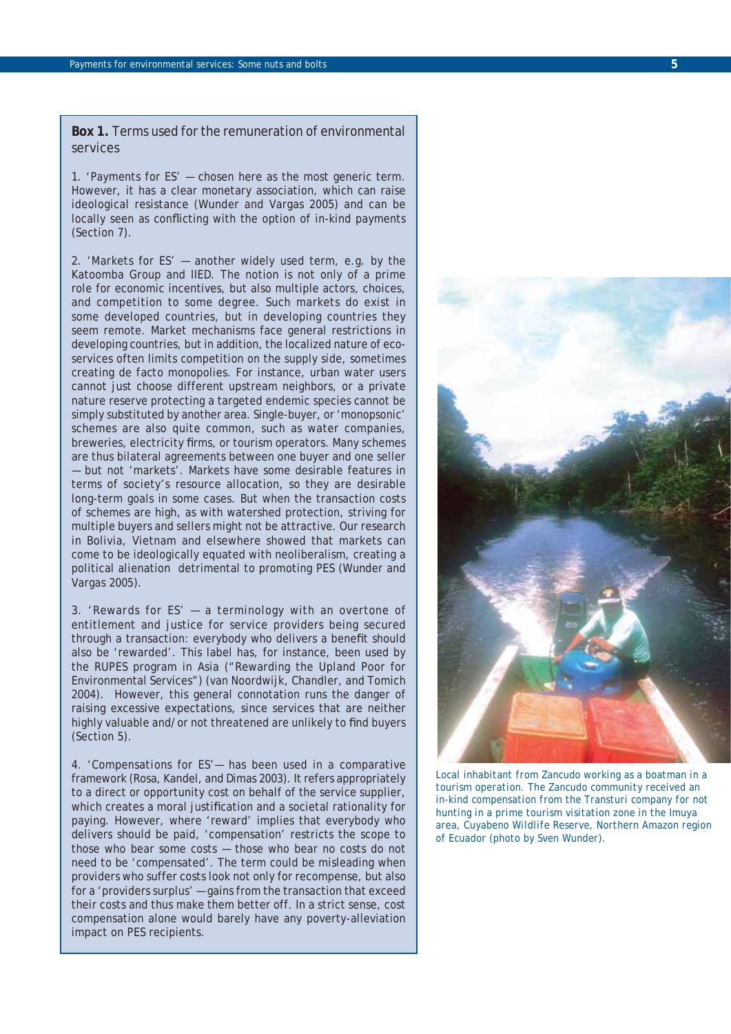**Box 1.** Terms used for the remuneration of environmental services

1. 'Payments for ES' — chosen here as the most generic term. However, it has a clear monetary association, which can raise ideological resistance (Wunder and Vargas 2005) and can be locally seen as conflicting with the option of in-kind payments (Section 7).

2. 'Markets for ES' — another widely used term, e.g. by the Katoomba Group and IIED. The notion is not only of a prime role for economic incentives, but also multiple actors, choices, and competition to some degree. Such markets do exist in some developed countries, but in developing countries they seem remote. Market mechanisms face general restrictions in developing countries, but in addition, the localized nature of eco-services often limits competition on the supply side, sometimes creating de facto monopolies. For instance, urban water users cannot just choose different upstream neighbors, or a private nature reserve protecting a targeted endemic species cannot be simply substituted by another area. Single-buyer, or 'monopsonic' schemes are also quite common, such as water companies, breweries, electricity firms, or tourism operators. Many schemes are thus bilateral agreements between one buyer and one seller — but not 'markets'. Markets have some desirable features in terms of society's resource allocation, so they are desirable long-term goals in some cases. But when the transaction costs of schemes are high, as with watershed protection, striving for multiple buyers and sellers might not be attractive. Our research in Bolivia, Vietnam and elsewhere showed that markets can come to be ideologically equated with neoliberalism, creating a political alienation detrimental to promoting PES (Wunder and Vargas 2005).

3. 'Rewards for ES' — a terminology with an overtone of entitlement and justice for service providers being secured through a transaction: everybody who delivers a benefit should also be 'rewarded'. This label has, for instance, been used by the RUPES program in Asia ("Rewarding the Upland Poor for Environmental Services") (van Noordwijk, Chandler, and Tomich 2004). However, this general connotation runs the danger of raising excessive expectations, since services that are neither highly valuable and/or not threatened are unlikely to find buyers (Section 5).

4. 'Compensations for ES'— has been used in a comparative framework (Rosa, Kandel, and Dimas 2003). It refers appropriately to a direct or opportunity cost on behalf of the service supplier, which creates a moral justification and a societal rationality for paying. However, where 'reward' implies that everybody who delivers should be paid, 'compensation' restricts the scope to those who bear some costs — those who bear no costs do not need to be 'compensated'. The term could be misleading when providers who suffer costs look not only for recompense, but also for a 'providers surplus' —gains from the transaction that exceed their costs and thus make them better off. In a strict sense, cost compensation alone would barely have any poverty-alleviation impact on PES recipients.

Local inhabitant from Zancudo working as a boatman in a tourism operation. The Zancudo community received an in-kind compensation from the Transturi company for not hunting in a prime tourism visitation zone in the Imuya area, Cuyabeno Wildlife Reserve, Northern Amazon region of Ecuador (photo by Sven Wunder).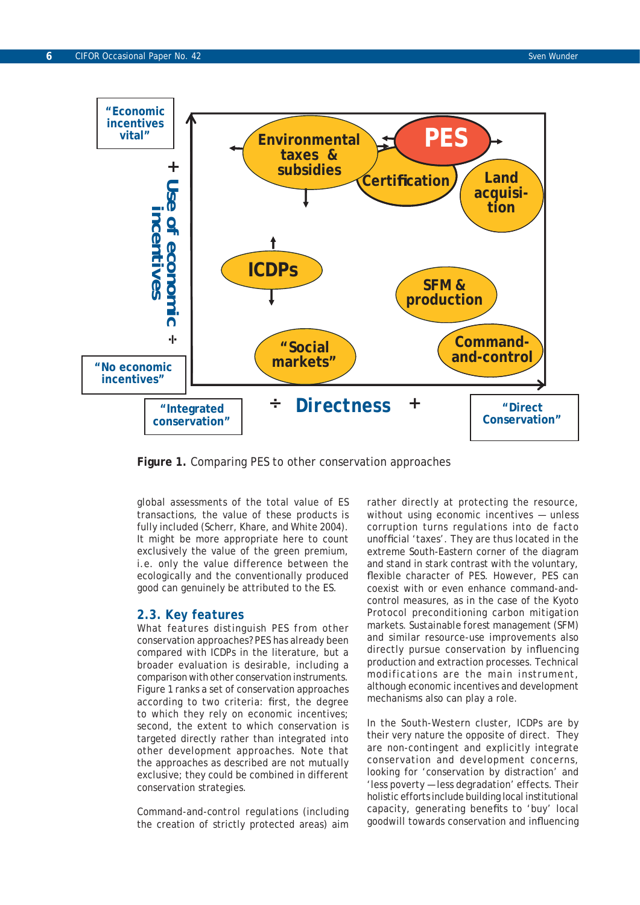**Figure 1.** Comparing PES to other conservation approaches

global assessments of the total value of ES transactions, the value of these products is fully included (Scherr, Khare, and White 2004). It might be more appropriate here to count exclusively the value of the green premium, i.e. only the value difference between the ecologically and the conventionally produced good can genuinely be attributed to the ES.

## 2.3. Key features

What features distinguish PES from other conservation approaches? PES has already been compared with ICDPs in the literature, but a broader evaluation is desirable, including a comparison with other conservation instruments. Figure 1 ranks a set of conservation approaches according to two criteria: first, the degree to which they rely on economic incentives; second, the extent to which conservation is targeted directly rather than integrated into other development approaches. Note that the approaches as described are not mutually exclusive; they could be combined in different conservation strategies.

Command-and-control regulations (including the creation of strictly protected areas) aim rather directly at protecting the resource, without using economic incentives — unless corruption turns regulations into de facto unofficial 'taxes'. They are thus located in the extreme South-Eastern corner of the diagram and stand in stark contrast with the voluntary, flexible character of PES. However, PES can coexist with or even enhance command-and-control measures, as in the case of the Kyoto Protocol preconditioning carbon mitigation markets. Sustainable forest management (SFM) and similar resource-use improvements also directly pursue conservation by influencing production and extraction processes. Technical modifications are the main instrument, although economic incentives and development mechanisms also can play a role.

In the South-Western cluster, ICDPs are by their very nature the opposite of direct. They are non-contingent and explicitly integrate conservation and development concerns, looking for 'conservation by distraction' and 'less poverty — less degradation' effects. Their holistic efforts include building local institutional capacity, generating benefits to 'buy' local goodwill towards conservation and influencing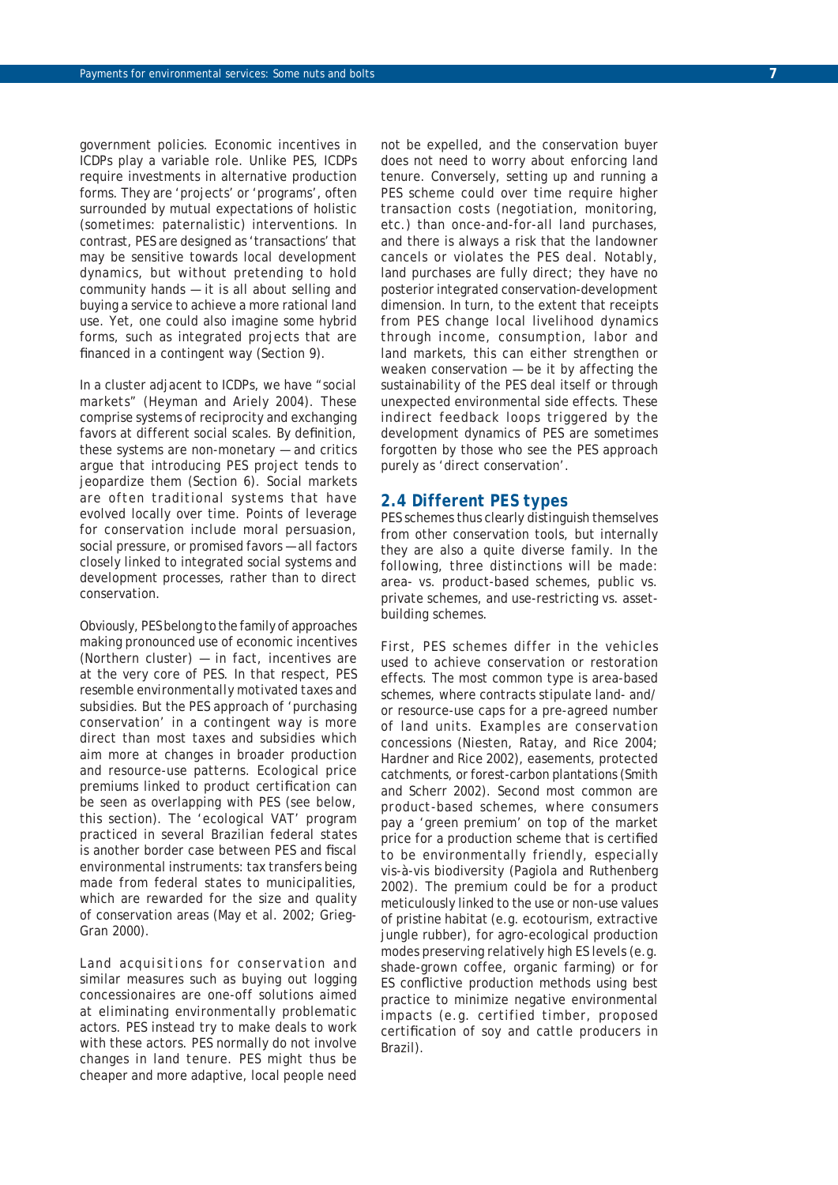government policies. Economic incentives in ICDPs play a variable role. Unlike PES, ICDPs require investments in alternative production forms. They are 'projects' or 'programs', often surrounded by mutual expectations of holistic (sometimes: paternalistic) interventions. In contrast, PES are designed as 'transactions' that may be sensitive towards local development dynamics, but without pretending to hold community hands — it is all about selling and buying a service to achieve a more rational land use. Yet, one could also imagine some hybrid forms, such as integrated projects that are financed in a contingent way (Section 9).

In a cluster adjacent to ICDPs, we have "social markets" (Heyman and Ariely 2004). These comprise systems of reciprocity and exchanging favors at different social scales. By definition, these systems are non-monetary — and critics argue that introducing PES project tends to jeopardize them (Section 6). Social markets are often traditional systems that have evolved locally over time. Points of leverage for conservation include moral persuasion, social pressure, or promised favors — all factors closely linked to integrated social systems and development processes, rather than to direct conservation.

Obviously, PES belong to the family of approaches making pronounced use of economic incentives (Northern cluster) — in fact, incentives are at the very core of PES. In that respect, PES resemble environmentally motivated taxes and subsidies. But the PES approach of 'purchasing conservation' in a contingent way is more direct than most taxes and subsidies which aim more at changes in broader production and resource-use patterns. Ecological price premiums linked to product certification can be seen as overlapping with PES (see below, this section). The 'ecological VAT' program practiced in several Brazilian federal states is another border case between PES and fiscal environmental instruments: tax transfers being made from federal states to municipalities, which are rewarded for the size and quality of conservation areas (May et al. 2002; Grieg-Gran 2000).

Land acquisitions for conservation and similar measures such as buying out logging concessionaires are one-off solutions aimed at eliminating environmentally problematic actors. PES instead try to make deals to work with these actors. PES normally do not involve changes in land tenure. PES might thus be cheaper and more adaptive, local people need not be expelled, and the conservation buyer does not need to worry about enforcing land tenure. Conversely, setting up and running a PES scheme could over time require higher transaction costs (negotiation, monitoring, etc.) than once-and-for-all land purchases, and there is always a risk that the landowner cancels or violates the PES deal. Notably, land purchases are fully direct; they have no posterior integrated conservation-development dimension. In turn, to the extent that receipts from PES change local livelihood dynamics through income, consumption, labor and land markets, this can either strengthen or weaken conservation — be it by affecting the sustainability of the PES deal itself or through unexpected environmental side effects. These indirect feedback loops triggered by the development dynamics of PES are sometimes forgotten by those who see the PES approach purely as 'direct conservation'.

## 2.4 Different PES types

PES schemes thus clearly distinguish themselves from other conservation tools, but internally they are also a quite diverse family. In the following, three distinctions will be made: area- vs. product-based schemes, public vs. private schemes, and use-restricting vs. asset-building schemes.

First, PES schemes differ in the vehicles used to achieve conservation or restoration effects. The most common type is area-based schemes, where contracts stipulate land- and/or resource-use caps for a pre-agreed number of land units. Examples are conservation concessions (Niesten, Ratay, and Rice 2004; Hardner and Rice 2002), easements, protected catchments, or forest-carbon plantations (Smith and Scherr 2002). Second most common are product-based schemes, where consumers pay a 'green premium' on top of the market price for a production scheme that is certified to be environmentally friendly, especially vis-à-vis biodiversity (Pagiola and Ruthenberg 2002). The premium could be for a product meticulously linked to the use or non-use values of pristine habitat (e.g. ecotourism, extractive jungle rubber), for agro-ecological production modes preserving relatively high ES levels (e.g. shade-grown coffee, organic farming) or for ES conflictive production methods using best practice to minimize negative environmental impacts (e.g. certified timber, proposed certification of soy and cattle producers in Brazil).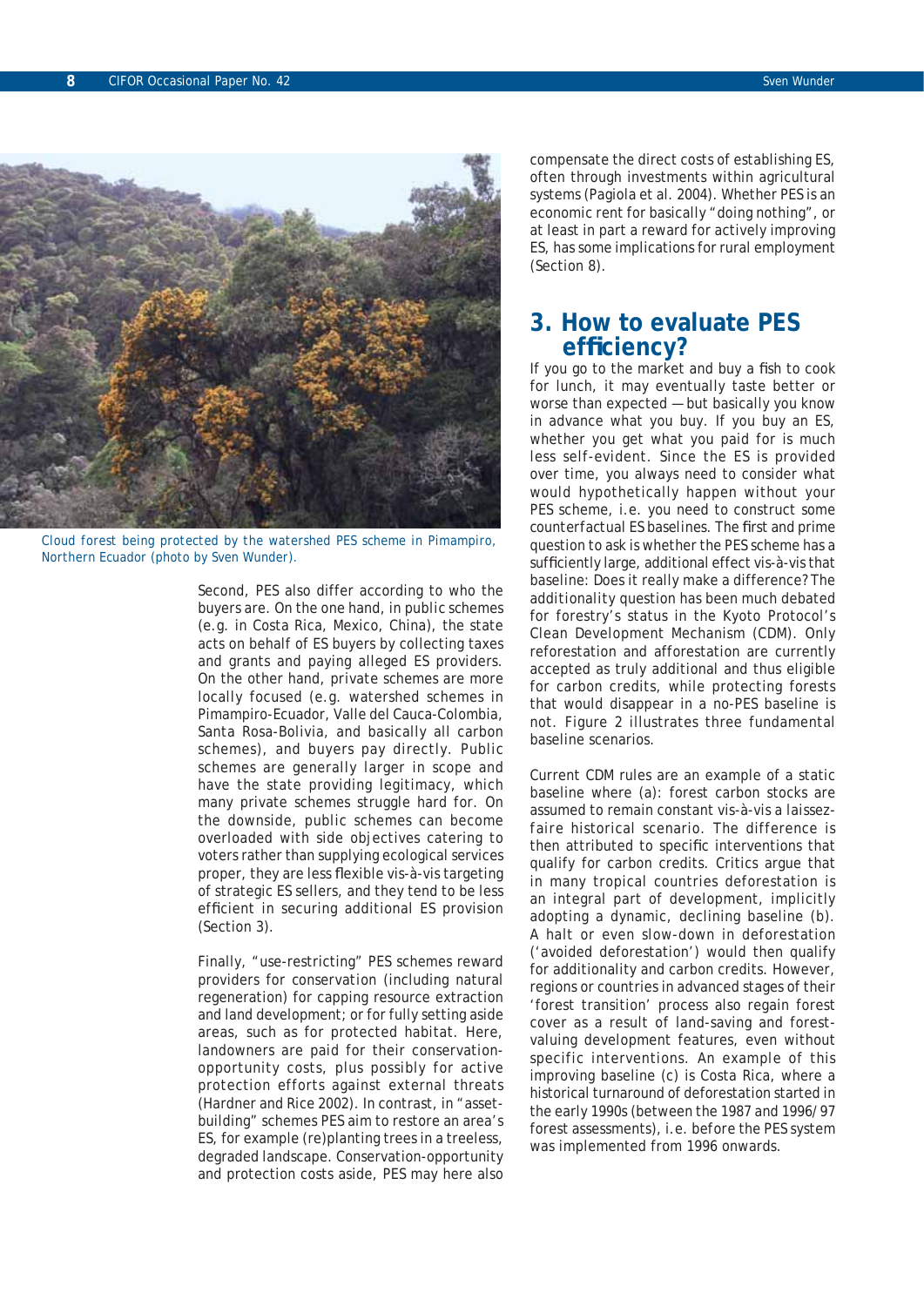Cloud forest being protected by the watershed PES scheme in Pimampiro, Northern Ecuador (photo by Sven Wunder).

Second, PES also differ according to who the buyers are. On the one hand, in public schemes (e.g. in Costa Rica, Mexico, China), the state acts on behalf of ES buyers by collecting taxes and grants and paying alleged ES providers. On the other hand, private schemes are more locally focused (e.g. watershed schemes in Pimampiro-Ecuador, Valle del Cauca-Colombia, Santa Rosa-Bolivia, and basically all carbon schemes), and buyers pay directly. Public schemes are generally larger in scope and have the state providing legitimacy, which many private schemes struggle hard for. On the downside, public schemes can become overloaded with side objectives catering to voters rather than supplying ecological services proper, they are less flexible vis-à-vis targeting of strategic ES sellers, and they tend to be less efficient in securing additional ES provision (Section 3).

Finally, "use-restricting" PES schemes reward providers for conservation (including natural regeneration) for capping resource extraction and land development; or for fully setting aside areas, such as for protected habitat. Here, landowners are paid for their conservation-opportunity costs, plus possibly for active protection efforts against external threats (Hardner and Rice 2002). In contrast, in "asset-building" schemes PES aim to restore an area's ES, for example (re)planting trees in a treeless, degraded landscape. Conservation-opportunity and protection costs aside, PES may here also compensate the direct costs of establishing ES, often through investments within agricultural systems (Pagiola et al. 2004). Whether PES is an economic rent for basically "doing nothing", or at least in part a reward for actively improving ES, has some implications for rural employment (Section 8).

## 3. How to evaluate PES efficiency?

If you go to the market and buy a fish to cook for lunch, it may eventually taste better or worse than expected — but basically you know in advance what you buy. If you buy an ES, whether you get what you paid for is much less self-evident. Since the ES is provided over time, you always need to consider what would hypothetically happen without your PES scheme, i.e. you need to construct some counterfactual ES baselines. The first and prime question to ask is whether the PES scheme has a sufficiently large, additional effect vis-à-vis that baseline: Does it really make a difference? The additionality question has been much debated for forestry's status in the Kyoto Protocol's Clean Development Mechanism (CDM). Only reforestation and afforestation are currently accepted as truly additional and thus eligible for carbon credits, while protecting forests that would disappear in a no-PES baseline is not. Figure 2 illustrates three fundamental baseline scenarios.

Current CDM rules are an example of a static baseline where (a): forest carbon stocks are assumed to remain constant vis-à-vis a laissez-faire historical scenario. The difference is then attributed to specific interventions that qualify for carbon credits. Critics argue that in many tropical countries deforestation is an integral part of development, implicitly adopting a dynamic, declining baseline (b). A halt or even slow-down in deforestation ('avoided deforestation') would then qualify for additionality and carbon credits. However, regions or countries in advanced stages of their 'forest transition' process also regain forest cover as a result of land-saving and forest-valuing development features, even without specific interventions. An example of this improving baseline (c) is Costa Rica, where a historical turnaround of deforestation started in the early 1990s (between the 1987 and 1996/97 forest assessments), i.e. before the PES system was implemented from 1996 onwards.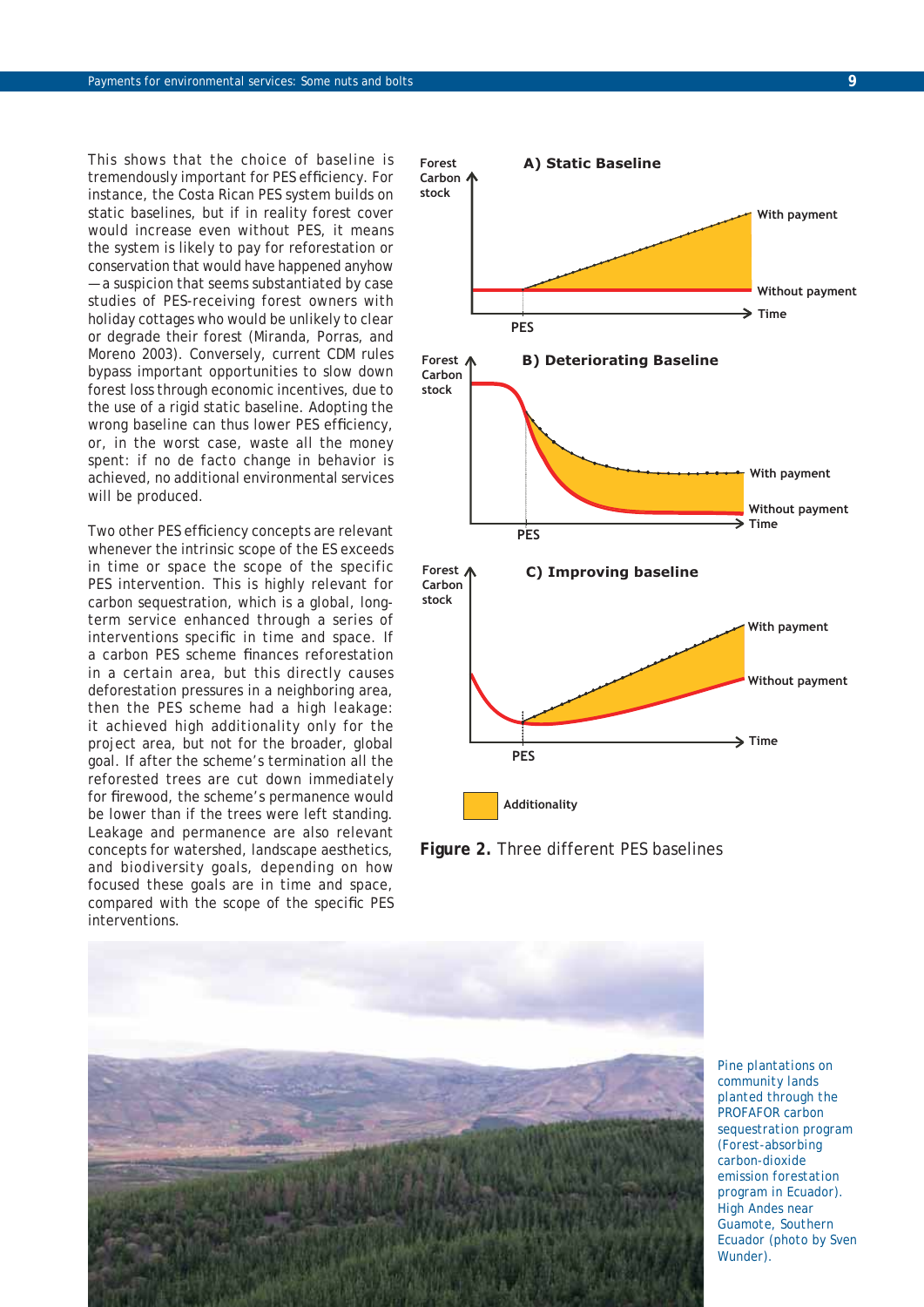This shows that the choice of baseline is tremendously important for PES efficiency. For instance, the Costa Rican PES system builds on static baselines, but if in reality forest cover would increase even without PES, it means the system is likely to pay for reforestation or conservation that would have happened anyhow —a suspicion that seems substantiated by case studies of PES-receiving forest owners with holiday cottages who would be unlikely to clear or degrade their forest (Miranda, Porras, and Moreno 2003). Conversely, current CDM rules bypass important opportunities to slow down forest loss through economic incentives, due to the use of a rigid static baseline. Adopting the wrong baseline can thus lower PES efficiency, or, in the worst case, waste all the money spent: if no de facto change in behavior is achieved, no additional environmental services will be produced.

Two other PES efficiency concepts are relevant whenever the intrinsic scope of the ES exceeds in time or space the scope of the specific PES intervention. This is highly relevant for carbon sequestration, which is a global, long-term service enhanced through a series of interventions specific in time and space. If a carbon PES scheme finances reforestation in a certain area, but this directly causes deforestation pressures in a neighboring area, then the PES scheme had a high leakage: it achieved high additionality only for the project area, but not for the broader, global goal. If after the scheme's termination all the reforested trees are cut down immediately for firewood, the scheme's permanence would be lower than if the trees were left standing. Leakage and permanence are also relevant concepts for watershed, landscape aesthetics, and biodiversity goals, depending on how focused these goals are in time and space, compared with the scope of the specific PES interventions.

**Figure 2.** Three different PES baselines

Pine plantations on community lands planted through the PROFAFOR carbon sequestration program (Forest-absorbing carbon-dioxide emission forestation program in Ecuador). High Andes near Guamote, Southern Ecuador (photo by Sven Wunder).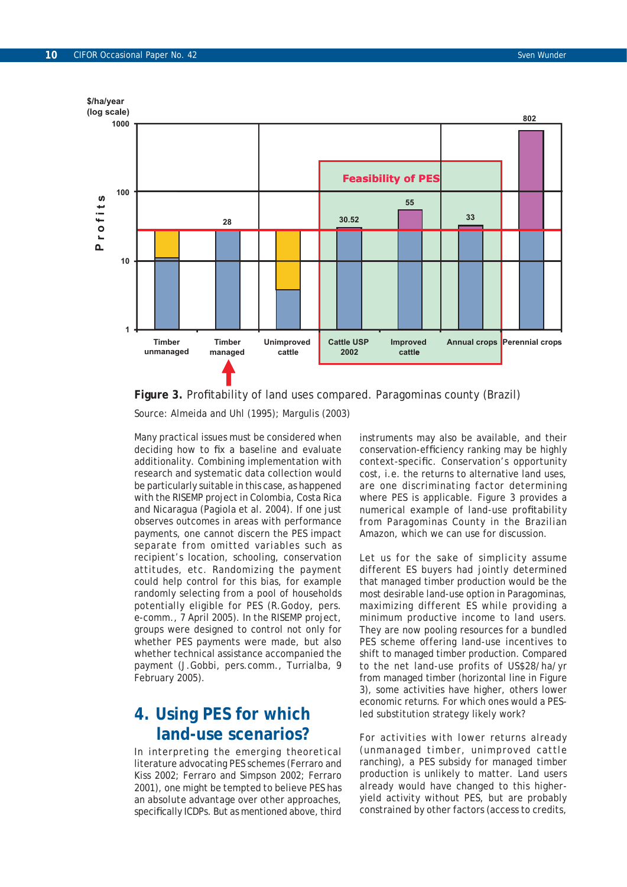**Figure 3.** Profitability of land uses compared. Paragominas county (Brazil)

Source: Almeida and Uhl (1995); Margulis (2003)

Many practical issues must be considered when deciding how to fix a baseline and evaluate additionality. Combining implementation with research and systematic data collection would be particularly suitable in this case, as happened with the RISEMP project in Colombia, Costa Rica and Nicaragua (Pagiola et al. 2004). If one just observes outcomes in areas with performance payments, one cannot discern the PES impact separate from omitted variables such as recipient's location, schooling, conservation attitudes, etc. Randomizing the payment could help control for this bias, for example randomly selecting from a pool of households potentially eligible for PES (R.Godoy, pers. e-comm., 7 April 2005). In the RISEMP project, groups were designed to control not only for whether PES payments were made, but also whether technical assistance accompanied the payment (J.Gobbi, pers.comm., Turrialba, 9 February 2005).

## 4. Using PES for which land-use scenarios?

In interpreting the emerging theoretical literature advocating PES schemes (Ferraro and Kiss 2002; Ferraro and Simpson 2002; Ferraro 2001), one might be tempted to believe PES has an absolute advantage over other approaches, specifically ICDPs. But as mentioned above, third instruments may also be available, and their conservation-efficiency ranking may be highly context-specific. Conservation's opportunity cost, i.e. the returns to alternative land uses, are one discriminating factor determining where PES is applicable. Figure 3 provides a numerical example of land-use profitability from Paragominas County in the Brazilian Amazon, which we can use for discussion.

Let us for the sake of simplicity assume different ES buyers had jointly determined that managed timber production would be the most desirable land-use option in Paragominas, maximizing different ES while providing a minimum productive income to land users. They are now pooling resources for a bundled PES scheme offering land-use incentives to shift to managed timber production. Compared to the net land-use profits of US$28/ha/yr from managed timber (horizontal line in Figure 3), some activities have higher, others lower economic returns. For which ones would a PES-led substitution strategy likely work?

For activities with lower returns already (unmanaged timber, unimproved cattle ranching), a PES subsidy for managed timber production is unlikely to matter. Land users already would have changed to this higher-yield activity without PES, but are probably constrained by other factors (access to credits,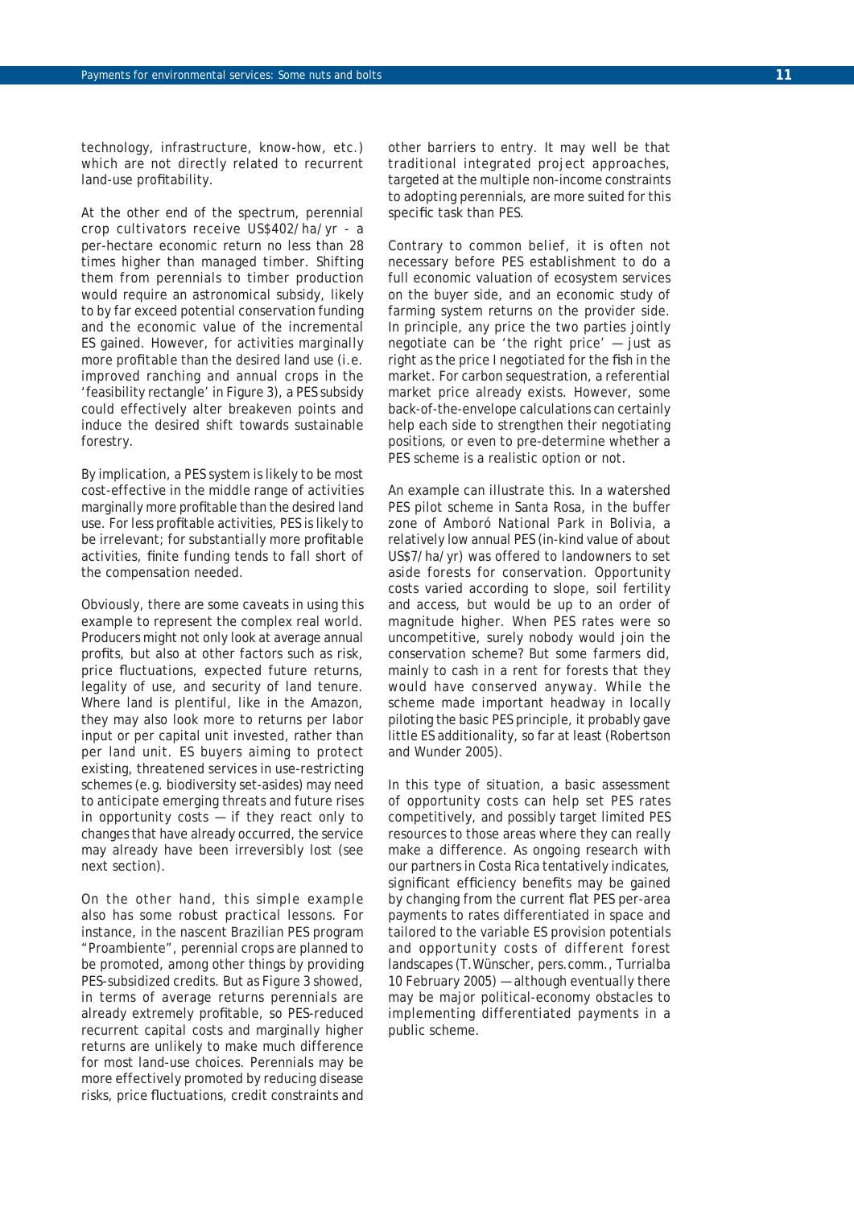technology, infrastructure, know-how, etc.) which are not directly related to recurrent land-use profitability.

At the other end of the spectrum, perennial crop cultivators receive US$402/ha/yr - a per-hectare economic return no less than 28 times higher than managed timber. Shifting them from perennials to timber production would require an astronomical subsidy, likely to by far exceed potential conservation funding and the economic value of the incremental ES gained. However, for activities marginally more profitable than the desired land use (i.e. improved ranching and annual crops in the 'feasibility rectangle' in Figure 3), a PES subsidy could effectively alter breakeven points and induce the desired shift towards sustainable forestry.

By implication, a PES system is likely to be most cost-effective in the middle range of activities marginally more profitable than the desired land use. For less profitable activities, PES is likely to be irrelevant; for substantially more profitable activities, finite funding tends to fall short of the compensation needed.

Obviously, there are some caveats in using this example to represent the complex real world. Producers might not only look at average annual profits, but also at other factors such as risk, price fluctuations, expected future returns, legality of use, and security of land tenure. Where land is plentiful, like in the Amazon, they may also look more to returns per labor input or per capital unit invested, rather than per land unit. ES buyers aiming to protect existing, threatened services in use-restricting schemes (e.g. biodiversity set-asides) may need to anticipate emerging threats and future rises in opportunity costs — if they react only to changes that have already occurred, the service may already have been irreversibly lost (see next section).

On the other hand, this simple example also has some robust practical lessons. For instance, in the nascent Brazilian PES program "Proambiente", perennial crops are planned to be promoted, among other things by providing PES-subsidized credits. But as Figure 3 showed, in terms of average returns perennials are already extremely profitable, so PES-reduced recurrent capital costs and marginally higher returns are unlikely to make much difference for most land-use choices. Perennials may be more effectively promoted by reducing disease risks, price fluctuations, credit constraints and other barriers to entry. It may well be that traditional integrated project approaches, targeted at the multiple non-income constraints to adopting perennials, are more suited for this specific task than PES.

Contrary to common belief, it is often not necessary before PES establishment to do a full economic valuation of ecosystem services on the buyer side, and an economic study of farming system returns on the provider side. In principle, any price the two parties jointly negotiate can be 'the right price' — just as right as the price I negotiated for the fish in the market. For carbon sequestration, a referential market price already exists. However, some back-of-the-envelope calculations can certainly help each side to strengthen their negotiating positions, or even to pre-determine whether a PES scheme is a realistic option or not.

An example can illustrate this. In a watershed PES pilot scheme in Santa Rosa, in the buffer zone of Amboró National Park in Bolivia, a relatively low annual PES (in-kind value of about US$7/ha/yr) was offered to landowners to set aside forests for conservation. Opportunity costs varied according to slope, soil fertility and access, but would be up to an order of magnitude higher. When PES rates were so uncompetitive, surely nobody would join the conservation scheme? But some farmers did, mainly to cash in a rent for forests that they would have conserved anyway. While the scheme made important headway in locally piloting the basic PES principle, it probably gave little ES additionality, so far at least (Robertson and Wunder 2005).

In this type of situation, a basic assessment of opportunity costs can help set PES rates competitively, and possibly target limited PES resources to those areas where they can really make a difference. As ongoing research with our partners in Costa Rica tentatively indicates, significant efficiency benefits may be gained by changing from the current flat PES per-area payments to rates differentiated in space and tailored to the variable ES provision potentials and opportunity costs of different forest landscapes (T. Wünscher, pers. comm., Turrialba 10 February 2005) — although eventually there may be major political-economy obstacles to implementing differentiated payments in a public scheme.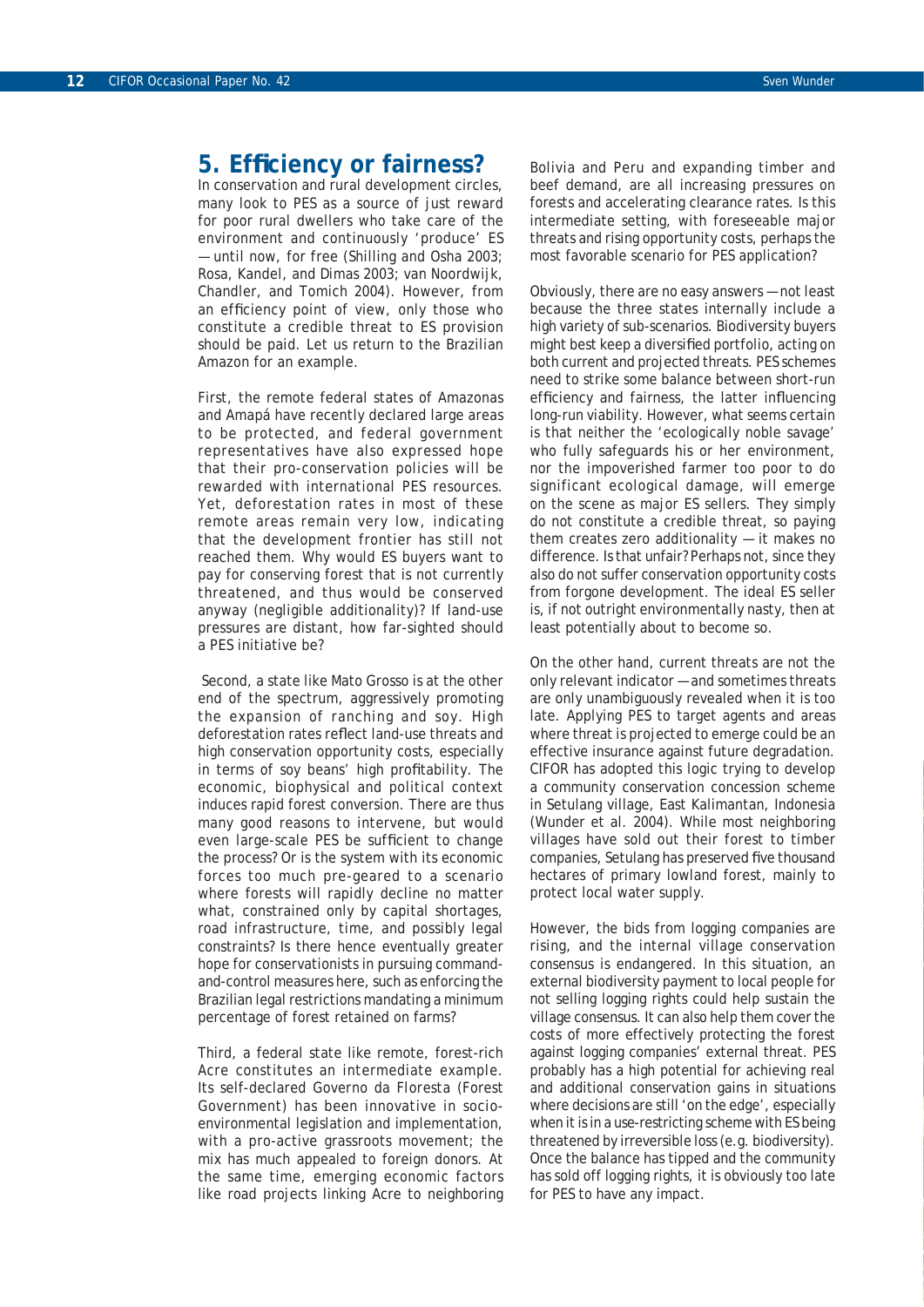## 5. Efficiency or fairness?

In conservation and rural development circles, many look to PES as a source of just reward for poor rural dwellers who take care of the environment and continuously 'produce' ES — until now, for free (Shilling and Osha 2003; Rosa, Kandel, and Dimas 2003; van Noordwijk, Chandler, and Tomich 2004). However, from an efficiency point of view, only those who constitute a credible threat to ES provision should be paid. Let us return to the Brazilian Amazon for an example.

First, the remote federal states of Amazonas and Amapá have recently declared large areas to be protected, and federal government representatives have also expressed hope that their pro-conservation policies will be rewarded with international PES resources. Yet, deforestation rates in most of these remote areas remain very low, indicating that the development frontier has still not reached them. Why would ES buyers want to pay for conserving forest that is not currently threatened, and thus would be conserved anyway (negligible additionality)? If land-use pressures are distant, how far-sighted should a PES initiative be?

Second, a state like Mato Grosso is at the other end of the spectrum, aggressively promoting the expansion of ranching and soy. High deforestation rates reflect land-use threats and high conservation opportunity costs, especially in terms of soy beans' high profitability. The economic, biophysical and political context induces rapid forest conversion. There are thus many good reasons to intervene, but would even large-scale PES be sufficient to change the process? Or is the system with its economic forces too much pre-geared to a scenario where forests will rapidly decline no matter what, constrained only by capital shortages, road infrastructure, time, and possibly legal constraints? Is there hence eventually greater hope for conservationists in pursuing command-and-control measures here, such as enforcing the Brazilian legal restrictions mandating a minimum percentage of forest retained on farms?

Third, a federal state like remote, forest-rich Acre constitutes an intermediate example. Its self-declared Governo da Floresta (Forest Government) has been innovative in socio-environmental legislation and implementation, with a pro-active grassroots movement; the mix has much appealed to foreign donors. At the same time, emerging economic factors like road projects linking Acre to neighboring Bolivia and Peru and expanding timber and beef demand, are all increasing pressures on forests and accelerating clearance rates. Is this intermediate setting, with foreseeable major threats and rising opportunity costs, perhaps the most favorable scenario for PES application?

Obviously, there are no easy answers — not least because the three states internally include a high variety of sub-scenarios. Biodiversity buyers might best keep a diversified portfolio, acting on both current and projected threats. PES schemes need to strike some balance between short-run efficiency and fairness, the latter influencing long-run viability. However, what seems certain is that neither the 'ecologically noble savage' who fully safeguards his or her environment, nor the impoverished farmer too poor to do significant ecological damage, will emerge on the scene as major ES sellers. They simply do not constitute a credible threat, so paying them creates zero additionality — it makes no difference. Is that unfair? Perhaps not, since they also do not suffer conservation opportunity costs from forgone development. The ideal ES seller is, if not outright environmentally nasty, then at least potentially about to become so.

On the other hand, current threats are not the only relevant indicator — and sometimes threats are only unambiguously revealed when it is too late. Applying PES to target agents and areas where threat is projected to emerge could be an effective insurance against future degradation. CIFOR has adopted this logic trying to develop a community conservation concession scheme in Setulang village, East Kalimantan, Indonesia (Wunder et al. 2004). While most neighboring villages have sold out their forest to timber companies, Setulang has preserved five thousand hectares of primary lowland forest, mainly to protect local water supply.

However, the bids from logging companies are rising, and the internal village conservation consensus is endangered. In this situation, an external biodiversity payment to local people for not selling logging rights could help sustain the village consensus. It can also help them cover the costs of more effectively protecting the forest against logging companies' external threat. PES probably has a high potential for achieving real and additional conservation gains in situations where decisions are still 'on the edge', especially when it is in a use-restricting scheme with ES being threatened by irreversible loss (e.g. biodiversity). Once the balance has tipped and the community has sold off logging rights, it is obviously too late for PES to have any impact.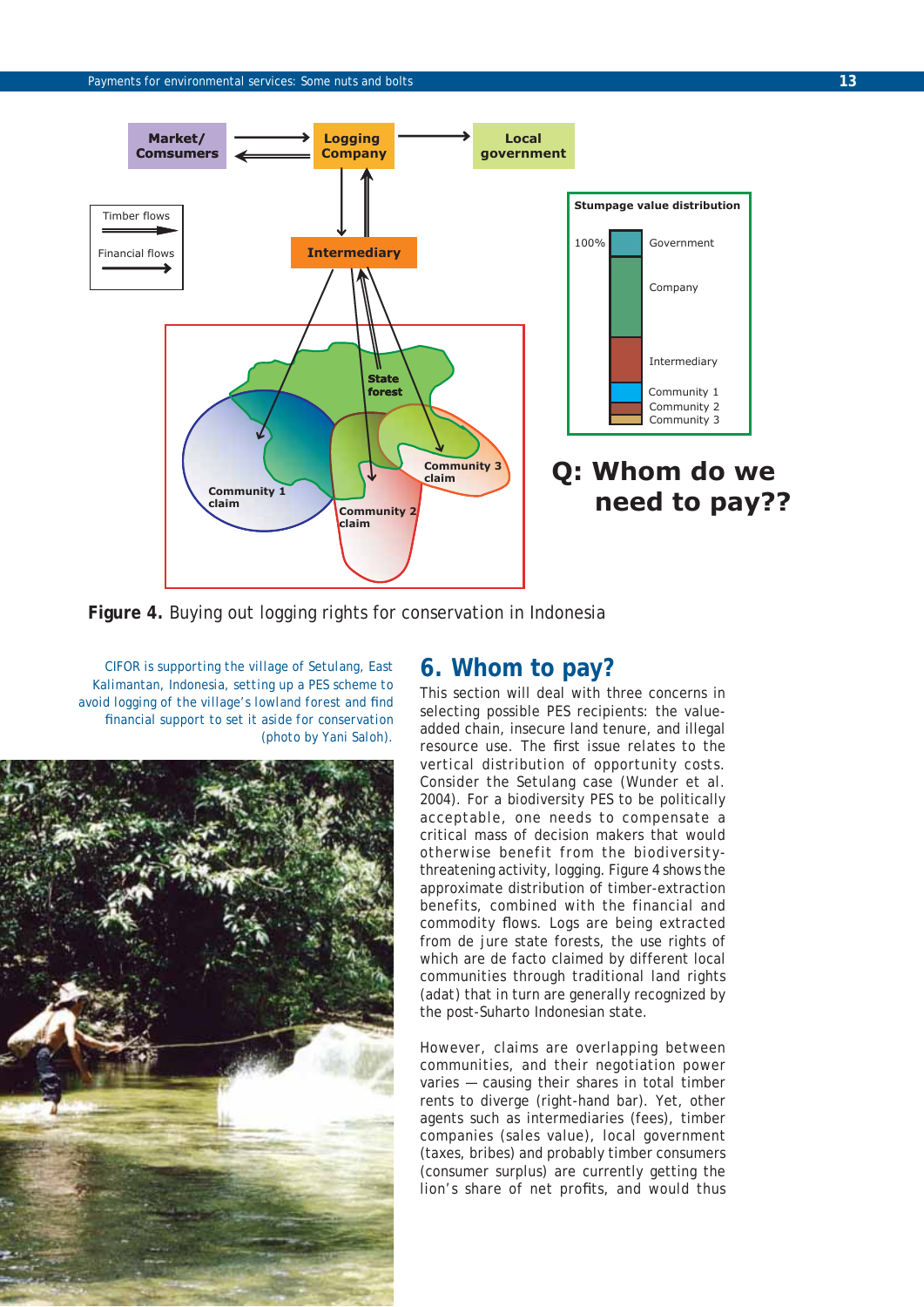Figure 4. Buying out logging rights for conservation in Indonesia

CIFOR is supporting the village of Setulang, East Kalimantan, Indonesia, setting up a PES scheme to avoid logging of the village's lowland forest and find financial support to set it aside for conservation (photo by Yani Saloh).

## 6. Whom to pay?

This section will deal with three concerns in selecting possible PES recipients: the value-added chain, insecure land tenure, and illegal resource use. The first issue relates to the vertical distribution of opportunity costs. Consider the Setulang case (Wunder et al. 2004). For a biodiversity PES to be politically acceptable, one needs to compensate a critical mass of decision makers that would otherwise benefit from the biodiversity-threatening activity, logging. Figure 4 shows the approximate distribution of timber-extraction benefits, combined with the financial and commodity flows. Logs are being extracted from de jure state forests, the use rights of which are de facto claimed by different local communities through traditional land rights (adat) that in turn are generally recognized by the post-Suharto Indonesian state.

However, claims are overlapping between communities, and their negotiation power varies — causing their shares in total timber rents to diverge (right-hand bar). Yet, other agents such as intermediaries (fees), timber companies (sales value), local government (taxes, bribes) and probably timber consumers (consumer surplus) are currently getting the lion's share of net profits, and would thus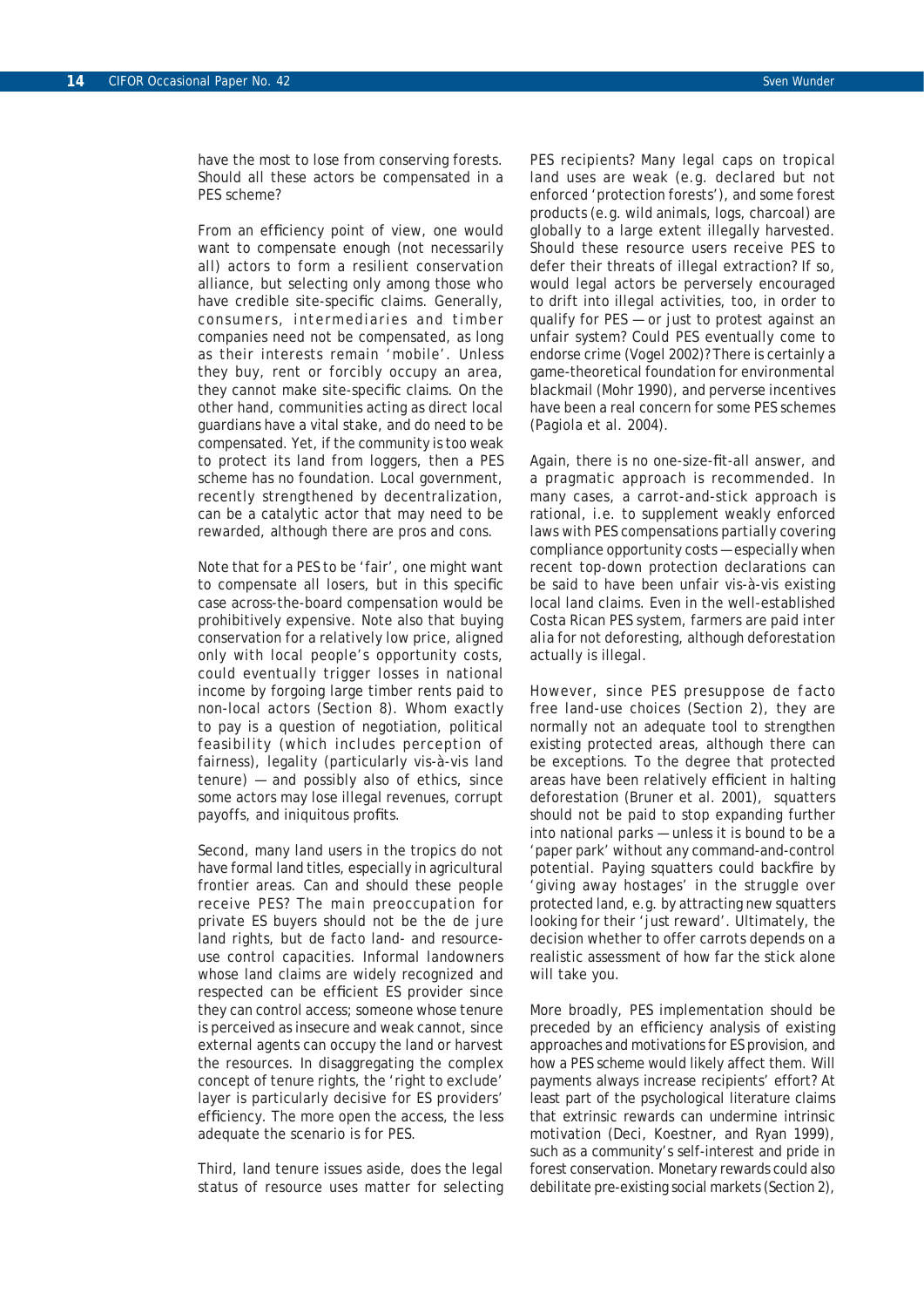have the most to lose from conserving forests. Should all these actors be compensated in a PES scheme?

From an efficiency point of view, one would want to compensate enough (not necessarily all) actors to form a resilient conservation alliance, but selecting only among those who have credible site-specific claims. Generally, consumers, intermediaries and timber companies need not be compensated, as long as their interests remain 'mobile'. Unless they buy, rent or forcibly occupy an area, they cannot make site-specific claims. On the other hand, communities acting as direct local guardians have a vital stake, and do need to be compensated. Yet, if the community is too weak to protect its land from loggers, then a PES scheme has no foundation. Local government, recently strengthened by decentralization, can be a catalytic actor that may need to be rewarded, although there are pros and cons.

Note that for a PES to be 'fair', one might want to compensate all losers, but in this specific case across-the-board compensation would be prohibitively expensive. Note also that buying conservation for a relatively low price, aligned only with local people's opportunity costs, could eventually trigger losses in national income by forgoing large timber rents paid to non-local actors (Section 8). Whom exactly to pay is a question of negotiation, political feasibility (which includes perception of fairness), legality (particularly vis-à-vis land tenure) — and possibly also of ethics, since some actors may lose illegal revenues, corrupt payoffs, and iniquitous profits.

Second, many land users in the tropics do not have formal land titles, especially in agricultural frontier areas. Can and should these people receive PES? The main preoccupation for private ES buyers should not be the *de jure* land rights, but *de facto* land- and resource-use control capacities. Informal landowners whose land claims are widely recognized and respected can be efficient ES provider since they can control access; someone whose tenure is perceived as insecure and weak cannot, since external agents can occupy the land or harvest the resources. In disaggregating the complex concept of tenure rights, the 'right to exclude' layer is particularly decisive for ES providers' efficiency. The more open the access, the less adequate the scenario is for PES.

Third, land tenure issues aside, does the legal status of resource uses matter for selecting PES recipients? Many legal caps on tropical land uses are weak (e.g. declared but not enforced 'protection forests'), and some forest products (e.g. wild animals, logs, charcoal) are globally to a large extent illegally harvested. Should these resource users receive PES to defer their threats of illegal extraction? If so, would legal actors be perversely encouraged to drift into illegal activities, too, in order to qualify for PES — or just to protest against an unfair system? Could PES eventually come to endorse crime (Vogel 2002)? There is certainly a game-theoretical foundation for environmental blackmail (Mohr 1990), and perverse incentives have been a real concern for some PES schemes (Pagiola et al. 2004).

Again, there is no one-size-fit-all answer, and a pragmatic approach is recommended. In many cases, a carrot-and-stick approach is rational, i.e. to supplement weakly enforced laws with PES compensations partially covering compliance opportunity costs — especially when recent top-down protection declarations can be said to have been unfair vis-à-vis existing local land claims. Even in the well-established Costa Rican PES system, farmers are paid *inter alia* for not deforesting, although deforestation actually is illegal.

However, since PES presuppose *de facto* free land-use choices (Section 2), they are normally not an adequate tool to strengthen existing protected areas, although there can be exceptions. To the degree that protected areas have been relatively efficient in halting deforestation (Bruner et al. 2001), squatters should not be paid to stop expanding further into national parks — unless it is bound to be a 'paper park' without any command-and-control potential. Paying squatters could backfire by 'giving away hostages' in the struggle over protected land, e.g. by attracting new squatters looking for their 'just reward'. Ultimately, the decision whether to offer carrots depends on a realistic assessment of how far the stick alone will take you.

More broadly, PES implementation should be preceded by an efficiency analysis of existing approaches and motivations for ES provision, and how a PES scheme would likely affect them. Will payments always increase recipients' effort? At least part of the psychological literature claims that extrinsic rewards can undermine intrinsic motivation (Deci, Koestner, and Ryan 1999), such as a community's self-interest and pride in forest conservation. Monetary rewards could also debilitate pre-existing social markets (Section 2),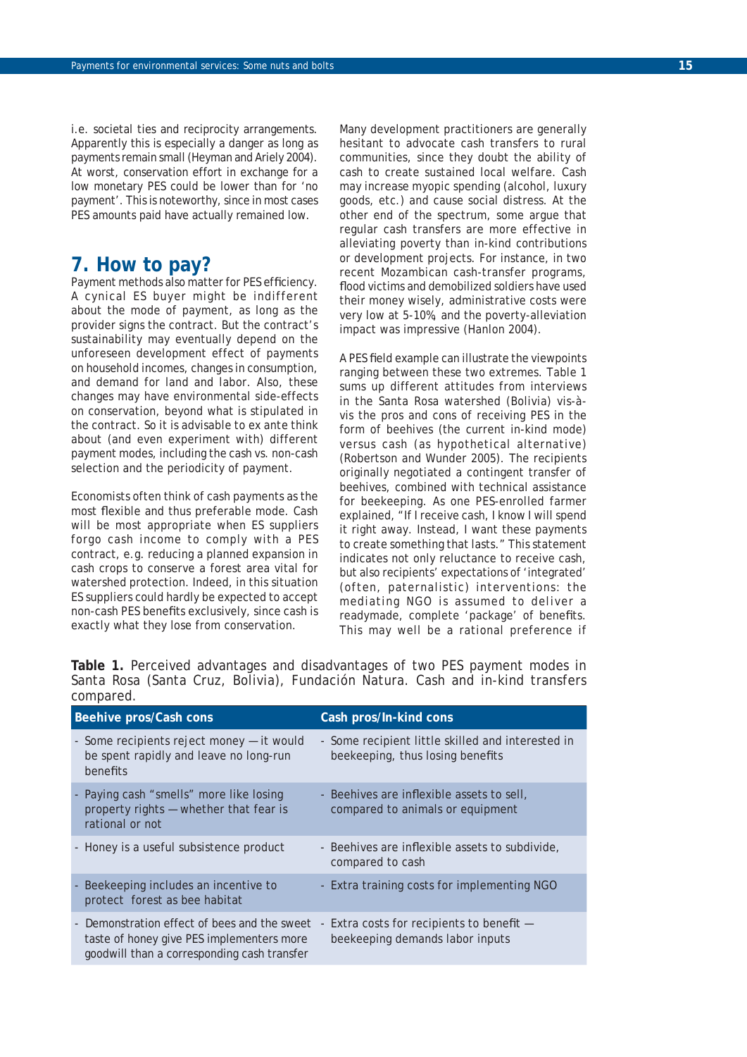i.e. societal ties and reciprocity arrangements. Apparently this is especially a danger as long as payments remain small (Heyman and Ariely 2004). At worst, conservation effort in exchange for a low monetary PES could be lower than for 'no payment'. This is noteworthy, since in most cases PES amounts paid have actually remained low.

## 7. How to pay?

Payment methods also matter for PES efficiency. A cynical ES buyer might be indifferent about the mode of payment, as long as the provider signs the contract. But the contract's sustainability may eventually depend on the unforeseen development effect of payments on household incomes, changes in consumption, and demand for land and labor. Also, these changes may have environmental side-effects on conservation, beyond what is stipulated in the contract. So it is advisable to ex ante think about (and even experiment with) different payment modes, including the cash vs. non-cash selection and the periodicity of payment.

Economists often think of cash payments as the most flexible and thus preferable mode. Cash will be most appropriate when ES suppliers forgo cash income to comply with a PES contract, e.g. reducing a planned expansion in cash crops to conserve a forest area vital for watershed protection. Indeed, in this situation ES suppliers could hardly be expected to accept non-cash PES benefits exclusively, since cash is exactly what they lose from conservation.

Many development practitioners are generally hesitant to advocate cash transfers to rural communities, since they doubt the ability of cash to create sustained local welfare. Cash may increase myopic spending (alcohol, luxury goods, etc.) and cause social distress. At the other end of the spectrum, some argue that regular cash transfers are more effective in alleviating poverty than in-kind contributions or development projects. For instance, in two recent Mozambican cash-transfer programs, flood victims and demobilized soldiers have used their money wisely, administrative costs were very low at 5-10%, and the poverty-alleviation impact was impressive (Hanlon 2004).

A PES field example can illustrate the viewpoints ranging between these two extremes. Table 1 sums up different attitudes from interviews in the Santa Rosa watershed (Bolivia) vis-à-vis the pros and cons of receiving PES in the form of beehives (the current in-kind mode) versus cash (as hypothetical alternative) (Robertson and Wunder 2005). The recipients originally negotiated a contingent transfer of beehives, combined with technical assistance for beekeeping. As one PES-enrolled farmer explained, "If I receive cash, I know I will spend it right away. Instead, I want these payments to create something that lasts." This statement indicates not only reluctance to receive cash, but also recipients' expectations of 'integrated' (often, paternalistic) interventions: the mediating NGO is assumed to deliver a readymade, complete 'package' of benefits. This may well be a rational preference if

**Table 1.** Perceived advantages and disadvantages of two PES payment modes in Santa Rosa (Santa Cruz, Bolivia), Fundación Natura. Cash and in-kind transfers compared.

| Beehive pros/Cash cons | Cash pros/In-kind cons |
|---|---|
| - Some recipients reject money — it would be spent rapidly and leave no long-run benefits | - Some recipient little skilled and interested in beekeeping, thus losing benefits |
| - Paying cash "smells" more like losing property rights — whether that fear is rational or not | - Beehives are inflexible assets to sell, compared to animals or equipment |
| - Honey is a useful subsistence product | - Beehives are inflexible assets to subdivide, compared to cash |
| - Beekeeping includes an incentive to protect forest as bee habitat | - Extra training costs for implementing NGO |
| - Demonstration effect of bees and the sweet taste of honey give PES implementers more goodwill than a corresponding cash transfer | - Extra costs for recipients to benefit — beekeeping demands labor inputs |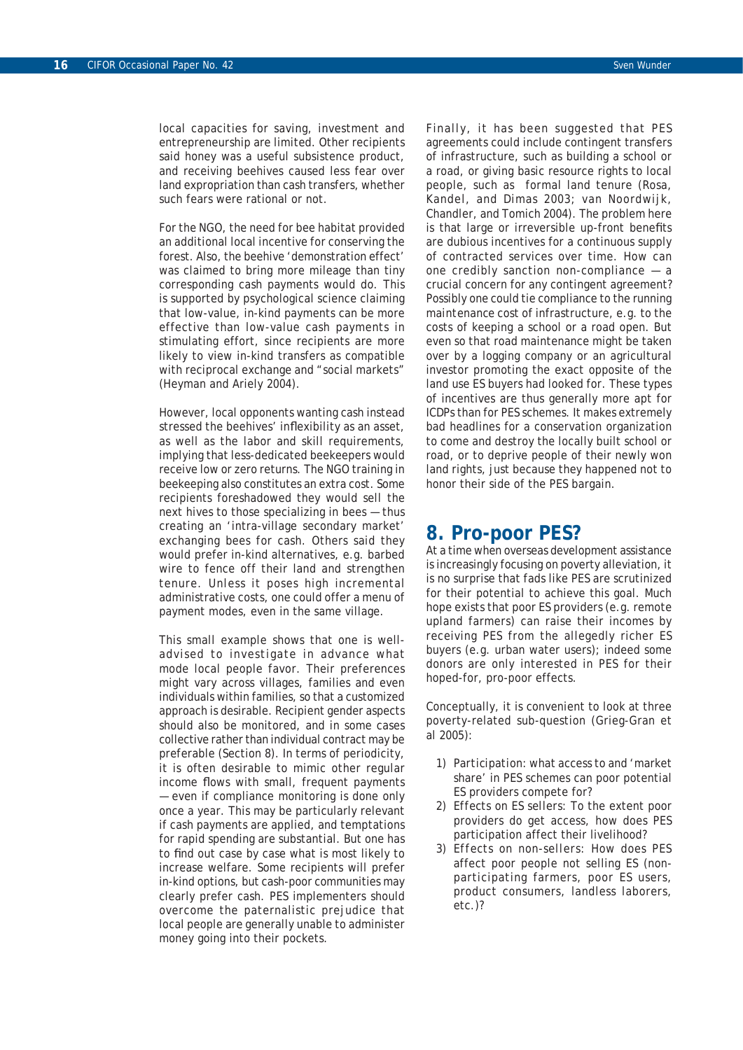local capacities for saving, investment and entrepreneurship are limited. Other recipients said honey was a useful subsistence product, and receiving beehives caused less fear over land expropriation than cash transfers, whether such fears were rational or not.

For the NGO, the need for bee habitat provided an additional local incentive for conserving the forest. Also, the beehive 'demonstration effect' was claimed to bring more mileage than tiny corresponding cash payments would do. This is supported by psychological science claiming that low-value, in-kind payments can be more effective than low-value cash payments in stimulating effort, since recipients are more likely to view in-kind transfers as compatible with reciprocal exchange and "social markets" (Heyman and Ariely 2004).

However, local opponents wanting cash instead stressed the beehives' inflexibility as an asset, as well as the labor and skill requirements, implying that less-dedicated beekeepers would receive low or zero returns. The NGO training in beekeeping also constitutes an extra cost. Some recipients foreshadowed they would sell the next hives to those specializing in bees — thus creating an 'intra-village secondary market' exchanging bees for cash. Others said they would prefer in-kind alternatives, e.g. barbed wire to fence off their land and strengthen tenure. Unless it poses high incremental administrative costs, one could offer a menu of payment modes, even in the same village.

This small example shows that one is well-advised to investigate in advance what mode local people favor. Their preferences might vary across villages, families and even individuals within families, so that a customized approach is desirable. Recipient gender aspects should also be monitored, and in some cases collective rather than individual contract may be preferable (Section 8). In terms of periodicity, it is often desirable to mimic other regular income flows with small, frequent payments — even if compliance monitoring is done only once a year. This may be particularly relevant if cash payments are applied, and temptations for rapid spending are substantial. But one has to find out case by case what is most likely to increase welfare. Some recipients will prefer in-kind options, but cash-poor communities may clearly prefer cash. PES implementers should overcome the paternalistic prejudice that local people are generally unable to administer money going into their pockets.

Finally, it has been suggested that PES agreements could include contingent transfers of infrastructure, such as building a school or a road, or giving basic resource rights to local people, such as formal land tenure (Rosa, Kandel, and Dimas 2003; van Noordwijk, Chandler, and Tomich 2004). The problem here is that large or irreversible up-front benefits are dubious incentives for a continuous supply of contracted services over time. How can one credibly sanction non-compliance — a crucial concern for any contingent agreement? Possibly one could tie compliance to the running maintenance cost of infrastructure, e.g. to the costs of keeping a school or a road open. But even so that road maintenance might be taken over by a logging company or an agricultural investor promoting the exact opposite of the land use ES buyers had looked for. These types of incentives are thus generally more apt for ICDPs than for PES schemes. It makes extremely bad headlines for a conservation organization to come and destroy the locally built school or road, or to deprive people of their newly won land rights, just because they happened not to honor their side of the PES bargain.

## 8. Pro-poor PES?

At a time when overseas development assistance is increasingly focusing on poverty alleviation, it is no surprise that fads like PES are scrutinized for their potential to achieve this goal. Much hope exists that poor ES providers (e.g. remote upland farmers) can raise their incomes by receiving PES from the allegedly richer ES buyers (e.g. urban water users); indeed some donors are only interested in PES for their hoped-for, pro-poor effects.

Conceptually, it is convenient to look at three poverty-related sub-question (Grieg-Gran et al 2005):

1) Participation: what access to and 'market share' in PES schemes can poor potential ES providers compete for?
2) Effects on ES sellers: To the extent poor providers do get access, how does PES participation affect their livelihood?
3) Effects on non-sellers: How does PES affect poor people not selling ES (non-participating farmers, poor ES users, product consumers, landless laborers, etc.)?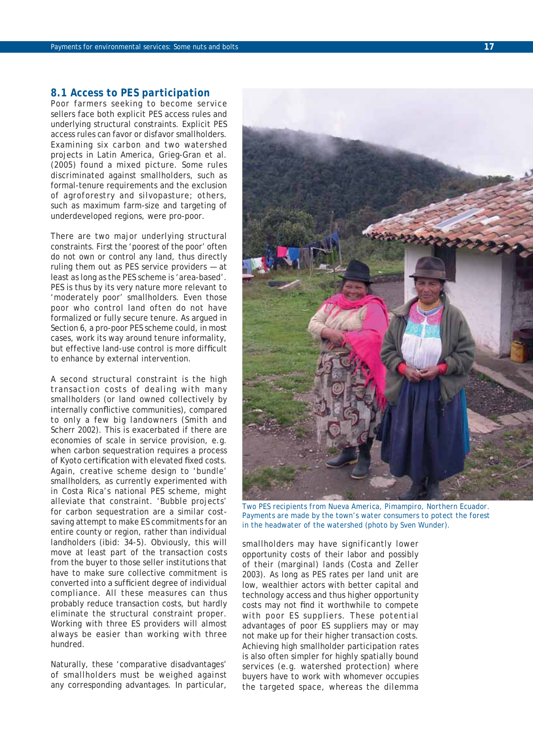## 8.1 Access to PES participation

Poor farmers seeking to become service sellers face both explicit PES access rules and underlying structural constraints. Explicit PES access rules can favor or disfavor smallholders. Examining six carbon and two watershed projects in Latin America, Grieg-Gran et al. (2005) found a mixed picture. Some rules discriminated against smallholders, such as formal-tenure requirements and the exclusion of agroforestry and silvopasture; others, such as maximum farm-size and targeting of underdeveloped regions, were pro-poor.

There are two major underlying structural constraints. First the 'poorest of the poor' often do not own or control any land, thus directly ruling them out as PES service providers — at least as long as the PES scheme is 'area-based'. PES is thus by its very nature more relevant to 'moderately poor' smallholders. Even those poor who control land often do not have formalized or fully secure tenure. As argued in Section 6, a pro-poor PES scheme could, in most cases, work its way around tenure informality, but effective land-use control is more difficult to enhance by external intervention.

A second structural constraint is the high transaction costs of dealing with many smallholders (or land owned collectively by internally conflictive communities), compared to only a few big landowners (Smith and Scherr 2002). This is exacerbated if there are economies of scale in service provision, e.g. when carbon sequestration requires a process of Kyoto certification with elevated fixed costs. Again, creative scheme design to 'bundle' smallholders, as currently experimented with in Costa Rica's national PES scheme, might alleviate that constraint. 'Bubble projects' for carbon sequestration are a similar cost-saving attempt to make ES commitments for an entire county or region, rather than individual landholders (ibid: 34-5). Obviously, this will move at least part of the transaction costs from the buyer to those seller institutions that have to make sure collective commitment is converted into a sufficient degree of individual compliance. All these measures can thus probably reduce transaction costs, but hardly eliminate the structural constraint proper. Working with three ES providers will almost always be easier than working with three hundred.

Naturally, these 'comparative disadvantages' of smallholders must be weighed against any corresponding advantages. In particular, smallholders may have significantly lower opportunity costs of their labor and possibly of their (marginal) lands (Costa and Zeller 2003). As long as PES rates per land unit are low, wealthier actors with better capital and technology access and thus higher opportunity costs may not find it worthwhile to compete with poor ES suppliers. These potential advantages of poor ES suppliers may or may not make up for their higher transaction costs. Achieving high smallholder participation rates is also often simpler for highly spatially bound services (e.g. watershed protection) where buyers have to work with whomever occupies the targeted space, whereas the dilemma

Two PES recipients from Nueva America, Pimampiro, Northern Ecuador. Payments are made by the town's water consumers to potect the forest in the headwater of the watershed (photo by Sven Wunder).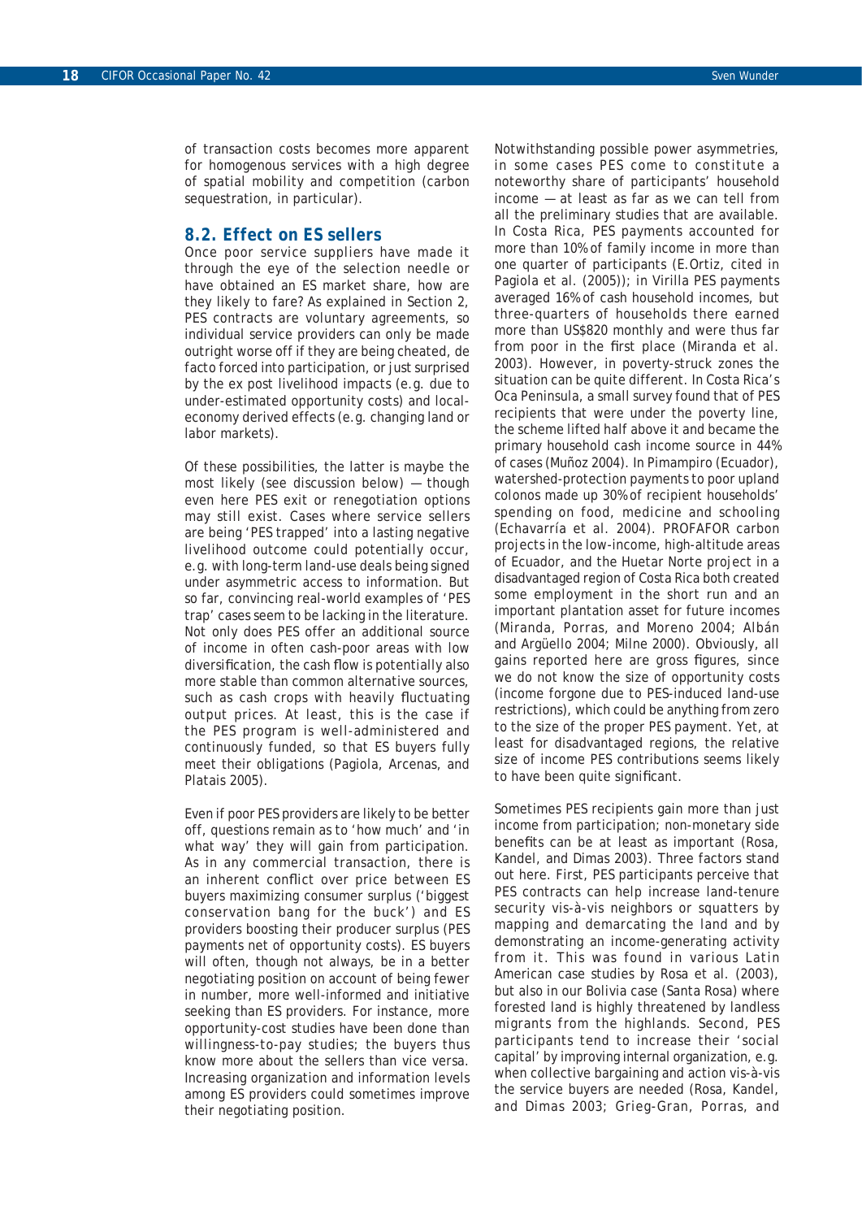of transaction costs becomes more apparent for homogenous services with a high degree of spatial mobility and competition (carbon sequestration, in particular).

## 8.2. Effect on ES sellers

Once poor service suppliers have made it through the eye of the selection needle or have obtained an ES market share, how are they likely to fare? As explained in Section 2, PES contracts are voluntary agreements, so individual service providers can only be made outright worse off if they are being cheated, de facto forced into participation, or just surprised by the ex post livelihood impacts (e.g. due to under-estimated opportunity costs) and local-economy derived effects (e.g. changing land or labor markets).

Of these possibilities, the latter is maybe the most likely (see discussion below) — though even here PES exit or renegotiation options may still exist. Cases where service sellers are being 'PES trapped' into a lasting negative livelihood outcome could potentially occur, e.g. with long-term land-use deals being signed under asymmetric access to information. But so far, convincing real-world examples of 'PES trap' cases seem to be lacking in the literature. Not only does PES offer an additional source of income in often cash-poor areas with low diversification, the cash flow is potentially also more stable than common alternative sources, such as cash crops with heavily fluctuating output prices. At least, this is the case if the PES program is well-administered and continuously funded, so that ES buyers fully meet their obligations (Pagiola, Arcenas, and Platais 2005).

Even if poor PES providers are likely to be better off, questions remain as to 'how much' and 'in what way' they will gain from participation. As in any commercial transaction, there is an inherent conflict over price between ES buyers maximizing consumer surplus ('biggest conservation bang for the buck') and ES providers boosting their producer surplus (PES payments net of opportunity costs). ES buyers will often, though not always, be in a better negotiating position on account of being fewer in number, more well-informed and initiative seeking than ES providers. For instance, more opportunity-cost studies have been done than willingness-to-pay studies; the buyers thus know more about the sellers than vice versa. Increasing organization and information levels among ES providers could sometimes improve their negotiating position.

Notwithstanding possible power asymmetries, in some cases PES come to constitute a noteworthy share of participants' household income — at least as far as we can tell from all the preliminary studies that are available. In Costa Rica, PES payments accounted for more than 10% of family income in more than one quarter of participants (E.Ortiz, cited in Pagiola et al. (2005)); in Virilla PES payments averaged 16% of cash household incomes, but three-quarters of households there earned more than US$820 monthly and were thus far from poor in the first place (Miranda et al. 2003). However, in poverty-struck zones the situation can be quite different. In Costa Rica's Oca Peninsula, a small survey found that of PES recipients that were under the poverty line, the scheme lifted half above it and became the primary household cash income source in 44% of cases (Muñoz 2004). In Pimampiro (Ecuador), watershed-protection payments to poor upland colonos made up 30% of recipient households' spending on food, medicine and schooling (Echavarría et al. 2004). PROFAFOR carbon projects in the low-income, high-altitude areas of Ecuador, and the Huetar Norte project in a disadvantaged region of Costa Rica both created some employment in the short run and an important plantation asset for future incomes (Miranda, Porras, and Moreno 2004; Albán and Argüello 2004; Milne 2000). Obviously, all gains reported here are gross figures, since we do not know the size of opportunity costs (income forgone due to PES-induced land-use restrictions), which could be anything from zero to the size of the proper PES payment. Yet, at least for disadvantaged regions, the relative size of income PES contributions seems likely to have been quite significant.

Sometimes PES recipients gain more than just income from participation; non-monetary side benefits can be at least as important (Rosa, Kandel, and Dimas 2003). Three factors stand out here. First, PES participants perceive that PES contracts can help increase land-tenure security vis-à-vis neighbors or squatters by mapping and demarcating the land and by demonstrating an income-generating activity from it. This was found in various Latin American case studies by Rosa et al. (2003), but also in our Bolivia case (Santa Rosa) where forested land is highly threatened by landless migrants from the highlands. Second, PES participants tend to increase their 'social capital' by improving internal organization, e.g. when collective bargaining and action vis-à-vis the service buyers are needed (Rosa, Kandel, and Dimas 2003; Grieg-Gran, Porras, and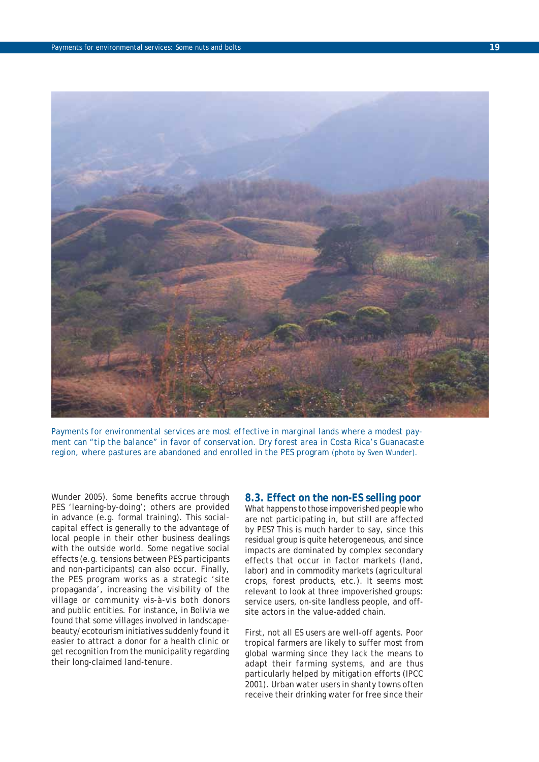Payments for environmental services are most effective in marginal lands where a modest payment can "tip the balance" in favor of conservation. Dry forest area in Costa Rica's Guanacaste region, where pastures are abandoned and enrolled in the PES program (photo by Sven Wunder).

Wunder 2005). Some benefits accrue through PES 'learning-by-doing'; others are provided in advance (e.g. formal training). This social-capital effect is generally to the advantage of local people in their other business dealings with the outside world. Some negative social effects (e.g. tensions between PES participants and non-participants) can also occur. Finally, the PES program works as a strategic 'site propaganda', increasing the visibility of the village or community vis-à-vis both donors and public entities. For instance, in Bolivia we found that some villages involved in landscape-beauty/ecotourism initiatives suddenly found it easier to attract a donor for a health clinic or get recognition from the municipality regarding their long-claimed land-tenure.

### 8.3. Effect on the non-ES selling poor

What happens to those impoverished people who are not participating in, but still are affected by PES? This is much harder to say, since this residual group is quite heterogeneous, and since impacts are dominated by complex secondary effects that occur in factor markets (land, labor) and in commodity markets (agricultural crops, forest products, etc.). It seems most relevant to look at three impoverished groups: service users, on-site landless people, and off-site actors in the value-added chain.

First, not all ES users are well-off agents. Poor tropical farmers are likely to suffer most from global warming since they lack the means to adapt their farming systems, and are thus particularly helped by mitigation efforts (IPCC 2001). Urban water users in shanty towns often receive their drinking water for free since their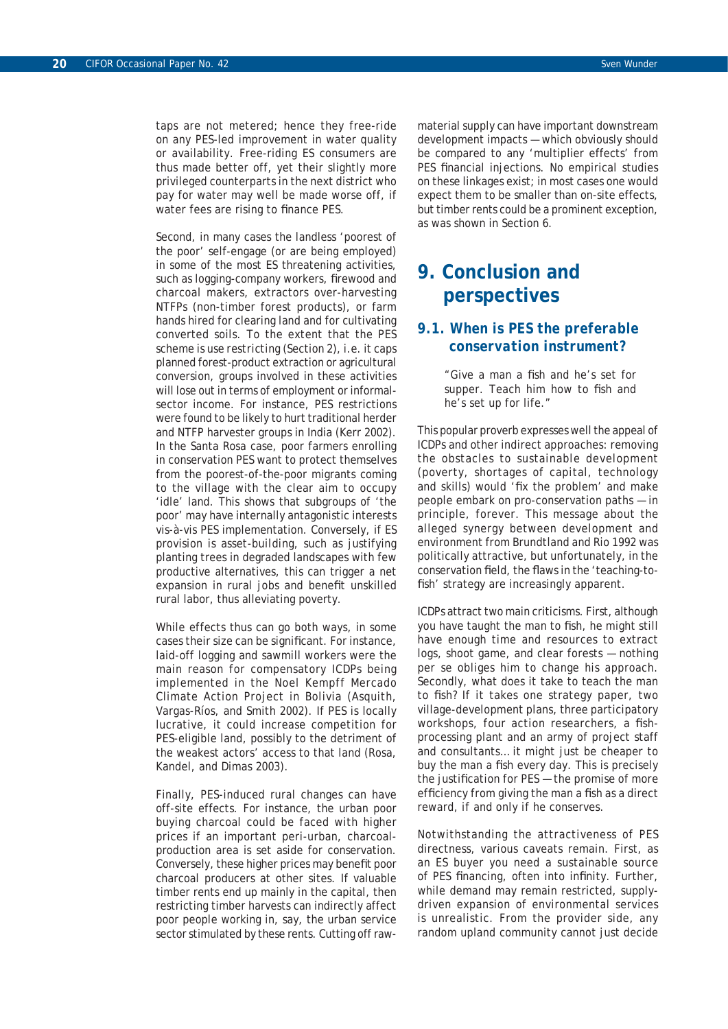taps are not metered; hence they free-ride on any PES-led improvement in water quality or availability. Free-riding ES consumers are thus made better off, yet their slightly more privileged counterparts in the next district who pay for water may well be made worse off, if water fees are rising to finance PES.

Second, in many cases the landless 'poorest of the poor' self-engage (or are being employed) in some of the most ES threatening activities, such as logging-company workers, firewood and charcoal makers, extractors over-harvesting NTFPs (non-timber forest products), or farm hands hired for clearing land and for cultivating converted soils. To the extent that the PES scheme is use restricting (Section 2), i.e. it caps planned forest-product extraction or agricultural conversion, groups involved in these activities will lose out in terms of employment or informal-sector income. For instance, PES restrictions were found to be likely to hurt traditional herder and NTFP harvester groups in India (Kerr 2002). In the Santa Rosa case, poor farmers enrolling in conservation PES want to protect themselves from the poorest-of-the-poor migrants coming to the village with the clear aim to occupy 'idle' land. This shows that subgroups of 'the poor' may have internally antagonistic interests vis-à-vis PES implementation. Conversely, if ES provision is asset-building, such as justifying planting trees in degraded landscapes with few productive alternatives, this can trigger a net expansion in rural jobs and benefit unskilled rural labor, thus alleviating poverty.

While effects thus can go both ways, in some cases their size can be significant. For instance, laid-off logging and sawmill workers were the main reason for compensatory ICDPs being implemented in the Noel Kempff Mercado Climate Action Project in Bolivia (Asquith, Vargas-Ríos, and Smith 2002). If PES is locally lucrative, it could increase competition for PES-eligible land, possibly to the detriment of the weakest actors' access to that land (Rosa, Kandel, and Dimas 2003).

Finally, PES-induced rural changes can have off-site effects. For instance, the urban poor buying charcoal could be faced with higher prices if an important peri-urban, charcoal-production area is set aside for conservation. Conversely, these higher prices may benefit poor charcoal producers at other sites. If valuable timber rents end up mainly in the capital, then restricting timber harvests can indirectly affect poor people working in, say, the urban service sector stimulated by these rents. Cutting off raw-material supply can have important downstream development impacts — which obviously should be compared to any 'multiplier effects' from PES financial injections. No empirical studies on these linkages exist; in most cases one would expect them to be smaller than on-site effects, but timber rents could be a prominent exception, as was shown in Section 6.

# 9. Conclusion and perspectives

## 9.1. When is PES the preferable conservation instrument?

> "Give a man a fish and he's set for supper. Teach him how to fish and he's set up for life."

This popular proverb expresses well the appeal of ICDPs and other indirect approaches: removing the obstacles to sustainable development (poverty, shortages of capital, technology and skills) would 'fix the problem' and make people embark on pro-conservation paths — in principle, forever. This message about the alleged synergy between development and environment from Brundtland and Rio 1992 was politically attractive, but unfortunately, in the conservation field, the flaws in the 'teaching-to-fish' strategy are increasingly apparent.

ICDPs attract two main criticisms. First, although you have taught the man to fish, he might still have enough time and resources to extract logs, shoot game, and clear forests — nothing per se obliges him to change his approach. Secondly, what does it take to teach the man to fish? If it takes one strategy paper, two village-development plans, three participatory workshops, four action researchers, a fish-processing plant and an army of project staff and consultants... it might just be cheaper to buy the man a fish every day. This is precisely the justification for PES — the promise of more efficiency from giving the man a fish as a direct reward, if and only if he conserves.

Notwithstanding the attractiveness of PES directness, various caveats remain. First, as an ES buyer you need a sustainable source of PES financing, often into infinity. Further, while demand may remain restricted, supply-driven expansion of environmental services is unrealistic. From the provider side, any random upland community cannot just decide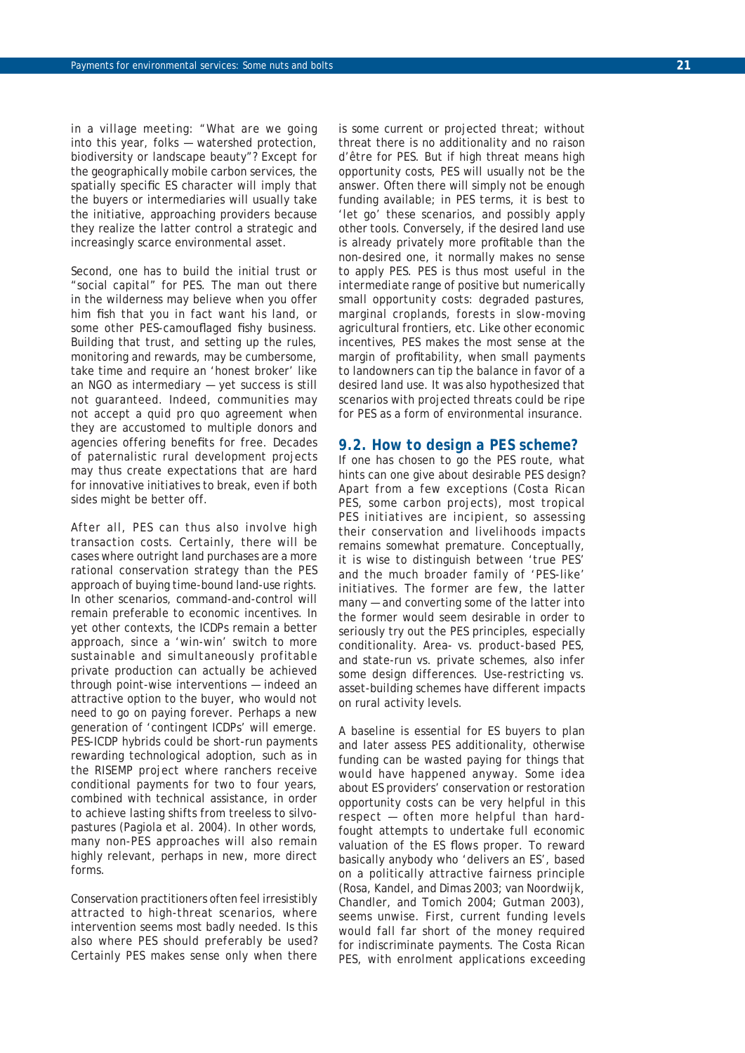in a village meeting: "What are we going into this year, folks — watershed protection, biodiversity or landscape beauty"? Except for the geographically mobile carbon services, the spatially specific ES character will imply that the buyers or intermediaries will usually take the initiative, approaching providers because they realize the latter control a strategic and increasingly scarce environmental asset.

Second, one has to build the initial trust or "social capital" for PES. The man out there in the wilderness may believe when you offer him fish that you in fact want his land, or some other PES-camouflaged fishy business. Building that trust, and setting up the rules, monitoring and rewards, may be cumbersome, take time and require an 'honest broker' like an NGO as intermediary — yet success is still not guaranteed. Indeed, communities may not accept a quid pro quo agreement when they are accustomed to multiple donors and agencies offering benefits for free. Decades of paternalistic rural development projects may thus create expectations that are hard for innovative initiatives to break, even if both sides might be better off.

After all, PES can thus also involve high transaction costs. Certainly, there will be cases where outright land purchases are a more rational conservation strategy than the PES approach of buying time-bound land-use rights. In other scenarios, command-and-control will remain preferable to economic incentives. In yet other contexts, the ICDPs remain a better approach, since a 'win-win' switch to more sustainable and simultaneously profitable private production can actually be achieved through point-wise interventions — indeed an attractive option to the buyer, who would not need to go on paying forever. Perhaps a new generation of 'contingent ICDPs' will emerge. PES-ICDP hybrids could be short-run payments rewarding technological adoption, such as in the RISEMP project where ranchers receive conditional payments for two to four years, combined with technical assistance, in order to achieve lasting shifts from treeless to silvo-pastures (Pagiola et al. 2004). In other words, many non-PES approaches will also remain highly relevant, perhaps in new, more direct forms.

Conservation practitioners often feel irresistibly attracted to high-threat scenarios, where intervention seems most badly needed. Is this also where PES should preferably be used? Certainly PES makes sense only when there is some current or projected threat; without threat there is no additionality and no raison d'être for PES. But if high threat means high opportunity costs, PES will usually not be the answer. Often there will simply not be enough funding available; in PES terms, it is best to 'let go' these scenarios, and possibly apply other tools. Conversely, if the desired land use is already privately more profitable than the non-desired one, it normally makes no sense to apply PES. PES is thus most useful in the intermediate range of positive but numerically small opportunity costs: degraded pastures, marginal croplands, forests in slow-moving agricultural frontiers, etc. Like other economic incentives, PES makes the most sense at the margin of profitability, when small payments to landowners can tip the balance in favor of a desired land use. It was also hypothesized that scenarios with projected threats could be ripe for PES as a form of environmental insurance.

## 9.2. How to design a PES scheme?

If one has chosen to go the PES route, what hints can one give about desirable PES design? Apart from a few exceptions (Costa Rican PES, some carbon projects), most tropical PES initiatives are incipient, so assessing their conservation and livelihoods impacts remains somewhat premature. Conceptually, it is wise to distinguish between 'true PES' and the much broader family of 'PES-like' initiatives. The former are few, the latter many — and converting some of the latter into the former would seem desirable in order to seriously try out the PES principles, especially conditionality. Area- vs. product-based PES, and state-run vs. private schemes, also infer some design differences. Use-restricting vs. asset-building schemes have different impacts on rural activity levels.

A baseline is essential for ES buyers to plan and later assess PES additionality, otherwise funding can be wasted paying for things that would have happened anyway. Some idea about ES providers' conservation or restoration opportunity costs can be very helpful in this respect — often more helpful than hard-fought attempts to undertake full economic valuation of the ES flows proper. To reward basically anybody who 'delivers an ES', based on a politically attractive fairness principle (Rosa, Kandel, and Dimas 2003; van Noordwijk, Chandler, and Tomich 2004; Gutman 2003), seems unwise. First, current funding levels would fall far short of the money required for indiscriminate payments. The Costa Rican PES, with enrolment applications exceeding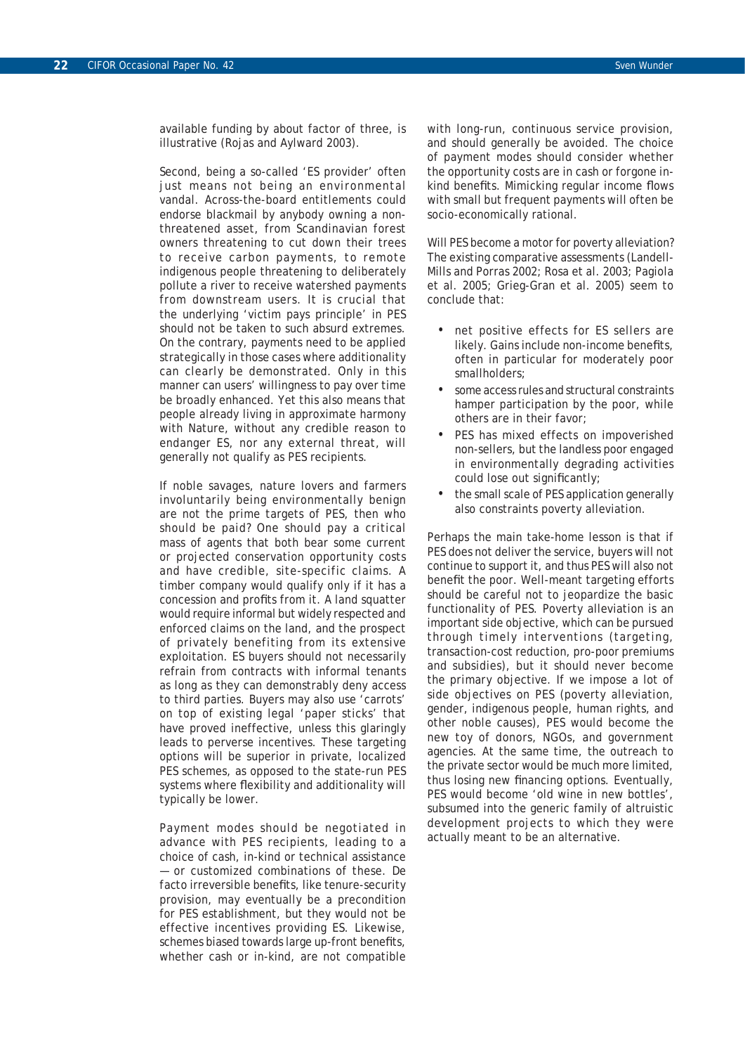available funding by about factor of three, is illustrative (Rojas and Aylward 2003).

Second, being a so-called 'ES provider' often just means not being an environmental vandal. Across-the-board entitlements could endorse blackmail by anybody owning a non-threatened asset, from Scandinavian forest owners threatening to cut down their trees to receive carbon payments, to remote indigenous people threatening to deliberately pollute a river to receive watershed payments from downstream users. It is crucial that the underlying 'victim pays principle' in PES should not be taken to such absurd extremes. On the contrary, payments need to be applied strategically in those cases where additionality can clearly be demonstrated. Only in this manner can users' willingness to pay over time be broadly enhanced. Yet this also means that people already living in approximate harmony with Nature, without any credible reason to endanger ES, nor any external threat, will generally not qualify as PES recipients.

If noble savages, nature lovers and farmers involuntarily being environmentally benign are not the prime targets of PES, then who should be paid? One should pay a critical mass of agents that both bear some current or projected conservation opportunity costs and have credible, site-specific claims. A timber company would qualify only if it has a concession and profits from it. A land squatter would require informal but widely respected and enforced claims on the land, and the prospect of privately benefiting from its extensive exploitation. ES buyers should not necessarily refrain from contracts with informal tenants as long as they can demonstrably deny access to third parties. Buyers may also use 'carrots' on top of existing legal 'paper sticks' that have proved ineffective, unless this glaringly leads to perverse incentives. These targeting options will be superior in private, localized PES schemes, as opposed to the state-run PES systems where flexibility and additionality will typically be lower.

Payment modes should be negotiated in advance with PES recipients, leading to a choice of cash, in-kind or technical assistance — or customized combinations of these. De facto irreversible benefits, like tenure-security provision, may eventually be a precondition for PES establishment, but they would not be effective incentives providing ES. Likewise, schemes biased towards large up-front benefits, whether cash or in-kind, are not compatible with long-run, continuous service provision, and should generally be avoided. The choice of payment modes should consider whether the opportunity costs are in cash or forgone in-kind benefits. Mimicking regular income flows with small but frequent payments will often be socio-economically rational.

Will PES become a motor for poverty alleviation? The existing comparative assessments (Landell-Mills and Porras 2002; Rosa et al. 2003; Pagiola et al. 2005; Grieg-Gran et al. 2005) seem to conclude that:

- net positive effects for ES sellers are likely. Gains include non-income benefits, often in particular for moderately poor smallholders;
- some access rules and structural constraints hamper participation by the poor, while others are in their favor;
- PES has mixed effects on impoverished non-sellers, but the landless poor engaged in environmentally degrading activities could lose out significantly;
- the small scale of PES application generally also constraints poverty alleviation.

Perhaps the main take-home lesson is that if PES does not deliver the service, buyers will not continue to support it, and thus PES will also not benefit the poor. Well-meant targeting efforts should be careful not to jeopardize the basic functionality of PES. Poverty alleviation is an important side objective, which can be pursued through timely interventions (targeting, transaction-cost reduction, pro-poor premiums and subsidies), but it should never become the primary objective. If we impose a lot of side objectives on PES (poverty alleviation, gender, indigenous people, human rights, and other noble causes), PES would become the new toy of donors, NGOs, and government agencies. At the same time, the outreach to the private sector would be much more limited, thus losing new financing options. Eventually, PES would become 'old wine in new bottles', subsumed into the generic family of altruistic development projects to which they were actually meant to be an alternative.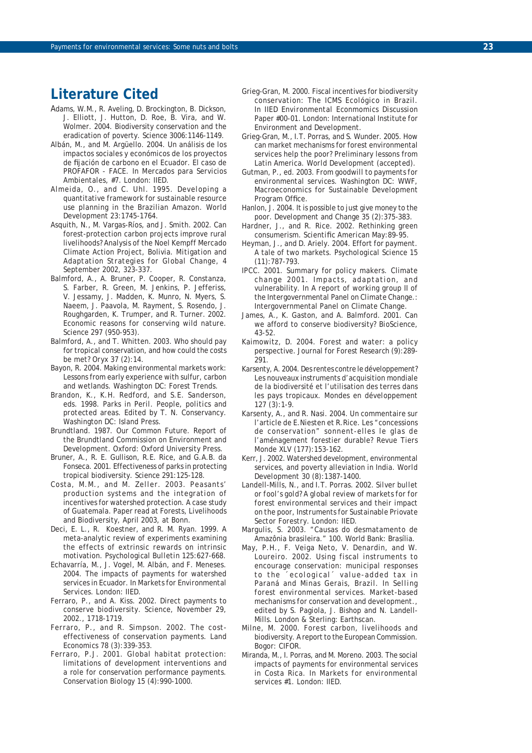## Literature Cited

Adams, W.M., R. Aveling, D. Brockington, B. Dickson, J. Elliott, J. Hutton, D. Roe, B. Vira, and W. Wolmer. 2004. Biodiversity conservation and the eradication of poverty. Science 3006:1146-1149.

Albán, M., and M. Argüello. 2004. Un análisis de los impactos sociales y económicos de los proyectos de fijación de carbono en el Ecuador. El caso de PROFAFOR - FACE. In Mercados para Servicios Ambientales, #7. London: IIED.

Almeida, O., and C. Uhl. 1995. Developing a quantitative framework for sustainable resource use planning in the Brazilian Amazon. World Development 23:1745-1764.

Asquith, N., M. Vargas-Ríos, and J. Smith. 2002. Can forest-protection carbon projects improve rural livelihoods? Analysis of the Noel Kempff Mercado Climate Action Project, Bolivia. Mitigation and Adaptation Strategies for Global Change, 4 September 2002, 323-337.

Balmford, A., A. Bruner, P. Cooper, R. Constanza, S. Farber, R. Green, M. Jenkins, P. Jefferiss, V. Jessamy, J. Madden, K. Munro, N. Myers, S. Naeem, J. Paavola, M. Rayment, S. Rosendo, J. Roughgarden, K. Trumper, and R. Turner. 2002. Economic reasons for conserving wild nature. Science 297 (950-953).

Balmford, A., and T. Whitten. 2003. Who should pay for tropical conservation, and how could the costs be met? Oryx 37 (2):14.

Bayon, R. 2004. Making environmental markets work: Lessons from early experience with sulfur, carbon and wetlands. Washington DC: Forest Trends.

Brandon, K., K.H. Redford, and S.E. Sanderson, eds. 1998. Parks in Peril. People, politics and protected areas. Edited by T. N. Conservancy. Washington DC: Island Press.

Brundtland. 1987. Our Common Future. Report of the Brundtland Commission on Environment and Development. Oxford: Oxford University Press.

Bruner, A., R. E. Gullison, R.E. Rice, and G.A.B. da Fonseca. 2001. Effectiveness of parks in protecting tropical biodiversity. Science 291:125-128.

Costa, M.M., and M. Zeller. 2003. Peasants' production systems and the integration of incentives for watershed protection. A case study of Guatemala. Paper read at Forests, Livelihoods and Biodiversity, April 2003, at Bonn.

Deci, E. L., R. Koestner, and R. M. Ryan. 1999. A meta-analytic review of experiments examining the effects of extrinsic rewards on intrinsic motivation. Psychological Bulletin 125:627-668.

Echavarría, M., J. Vogel, M. Albán, and F. Meneses. 2004. The impacts of payments for watershed services in Ecuador. In Markets for Environmental Services. London: IIED.

Ferraro, P., and A. Kiss. 2002. Direct payments to conserve biodiversity. Science, November 29, 2002., 1718-1719.

Ferraro, P., and R. Simpson. 2002. The cost-effectiveness of conservation payments. Land Economics 78 (3):339-353.

Ferraro, P.J. 2001. Global habitat protection: limitations of development interventions and a role for conservation performance payments. Conservation Biology 15 (4):990-1000.

Grieg-Gran, M. 2000. Fiscal incentives for biodiversity conservation: The ICMS Ecológico in Brazil. In IIED Environmental Econmomics Discussion Paper #00-01. London: International Institute for Environment and Development.

Grieg-Gran, M., I.T. Porras, and S. Wunder. 2005. How can market mechanisms for forest environmental services help the poor? Preliminary lessons from Latin America. World Development (accepted).

Gutman, P., ed. 2003. From goodwill to payments for environmental services. Washington DC: WWF, Macroeconomics for Sustainable Development Program Office.

Hanlon, J. 2004. It is possible to just give money to the poor. Development and Change 35 (2):375-383.

Hardner, J., and R. Rice. 2002. Rethinking green consumerism. Scientific American May:89-95.

Heyman, J., and D. Ariely. 2004. Effort for payment. A tale of two markets. Psychological Science 15 (11):787-793.

IPCC. 2001. Summary for policy makers. Climate change 2001. Impacts, adaptation, and vulnerability. In A report of working group II of the Intergovernmental Panel on Climate Change.: Intergovernmental Panel on Climate Change.

James, A., K. Gaston, and A. Balmford. 2001. Can we afford to conserve biodiversity? BioScience, 43-52.

Kaimowitz, D. 2004. Forest and water: a policy perspective. Journal for Forest Research (9):289-291.

Karsenty, A. 2004. Des rentes contre le développement? Les nouveaux instruments d'acquisition mondiale de la biodiversité et l'utilisation des terres dans les pays tropicaux. Mondes en développement 127 (3):1-9.

Karsenty, A., and R. Nasi. 2004. Un commentaire sur l'article de E. Niesten et R. Rice. Les "concessions de conservation" sonnent-elles le glas de l'aménagement forestier durable? Revue Tiers Monde XLV (177):153-162.

Kerr, J. 2002. Watershed development, environmental services, and poverty alleviation in India. World Development 30 (8):1387-1400.

Landell-Mills, N., and I.T. Porras. 2002. Silver bullet or fool's gold? A global review of markets for for forest environmental services and their impact on the poor, Instruments for Sustainable Priovate Sector Forestry. London: IIED.

Margulis, S. 2003. "Causas do desmatamento de Amazônia brasileira." 100. World Bank: Brasília.

May, P.H., F. Veiga Neto, V. Denardin, and W. Loureiro. 2002. Using fiscal instruments to encourage conservation: municipal responses to the ´ecological´ value-added tax in Paraná and Minas Gerais, Brazil. In Selling forest environmental services. Market-based mechanisms for conservation and development., edited by S. Pagiola, J. Bishop and N. Landell-Mills. London & Sterling: Earthscan.

Milne, M. 2000. Forest carbon, livelihoods and biodiversity. A report to the European Commission. Bogor: CIFOR.

Miranda, M., I. Porras, and M. Moreno. 2003. The social impacts of payments for environmental services in Costa Rica. In Markets for environmental services #1. London: IIED.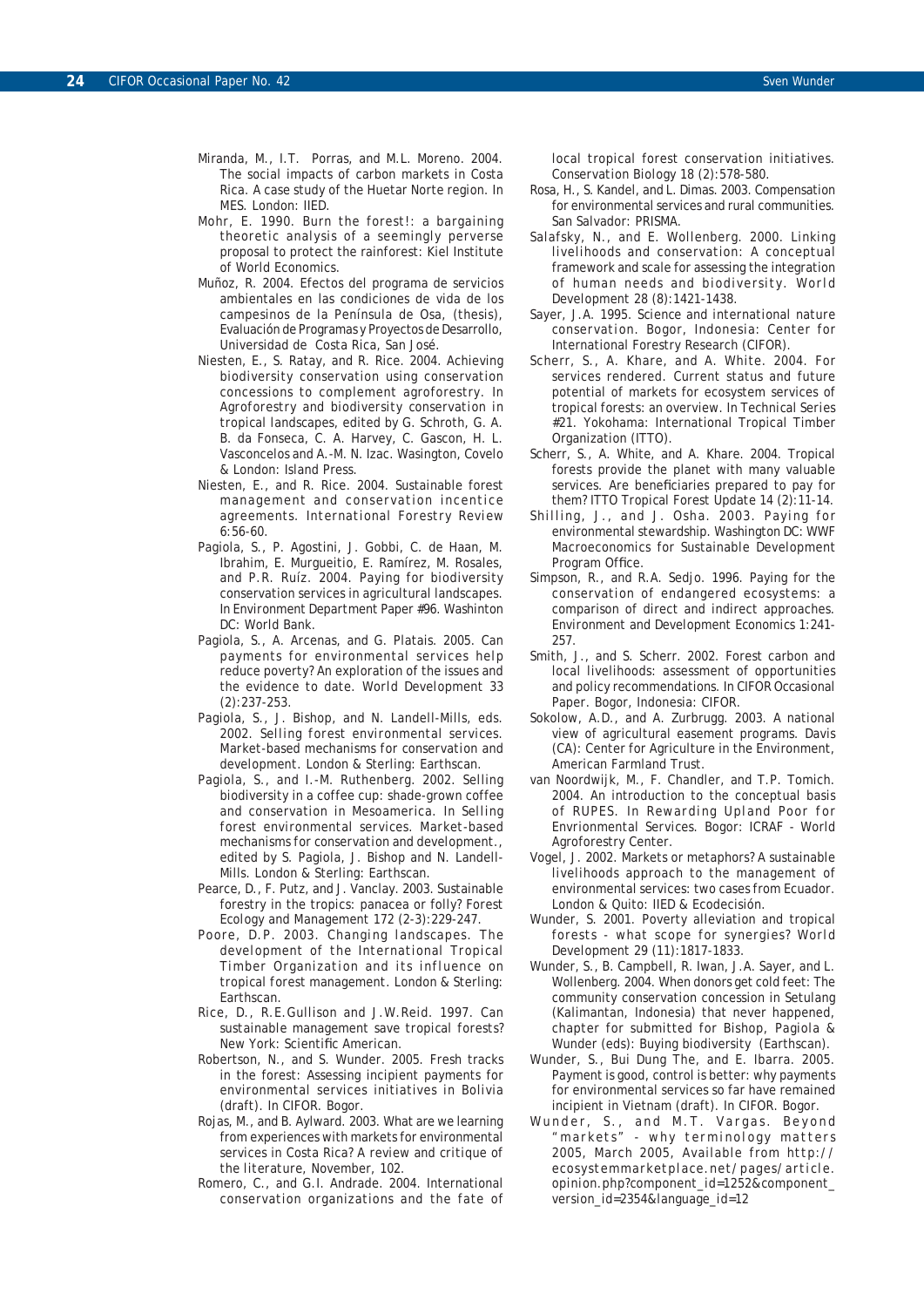Miranda, M., I.T. Porras, and M.L. Moreno. 2004. The social impacts of carbon markets in Costa Rica. A case study of the Huetar Norte region. In MES. London: IIED.

Mohr, E. 1990. Burn the forest!: a bargaining theoretic analysis of a seemingly perverse proposal to protect the rainforest: Kiel Institute of World Economics.

Muñoz, R. 2004. Efectos del programa de servicios ambientales en las condiciones de vida de los campesinos de la Península de Osa, (thesis), Evaluación de Programas y Proyectos de Desarrollo, Universidad de Costa Rica, San José.

Niesten, E., S. Ratay, and R. Rice. 2004. Achieving biodiversity conservation using conservation concessions to complement agroforestry. In Agroforestry and biodiversity conservation in tropical landscapes, edited by G. Schroth, G. A. B. da Fonseca, C. A. Harvey, C. Gascon, H. L. Vasconcelos and A.-M. N. Izac. Wasington, Covelo & London: Island Press.

Niesten, E., and R. Rice. 2004. Sustainable forest management and conservation incentice agreements. International Forestry Review 6:56-60.

Pagiola, S., P. Agostini, J. Gobbi, C. de Haan, M. Ibrahim, E. Murgueitio, E. Ramírez, M. Rosales, and P.R. Ruíz. 2004. Paying for biodiversity conservation services in agricultural landscapes. In Environment Department Paper #96. Washinton DC: World Bank.

Pagiola, S., A. Arcenas, and G. Platais. 2005. Can payments for environmental services help reduce poverty? An exploration of the issues and the evidence to date. World Development 33 (2):237-253.

Pagiola, S., J. Bishop, and N. Landell-Mills, eds. 2002. Selling forest environmental services. Market-based mechanisms for conservation and development. London & Sterling: Earthscan.

Pagiola, S., and I.-M. Ruthenberg. 2002. Selling biodiversity in a coffee cup: shade-grown coffee and conservation in Mesoamerica. In Selling forest environmental services. Market-based mechanisms for conservation and development., edited by S. Pagiola, J. Bishop and N. Landell-Mills. London & Sterling: Earthscan.

Pearce, D., F. Putz, and J. Vanclay. 2003. Sustainable forestry in the tropics: panacea or folly? Forest Ecology and Management 172 (2-3):229-247.

Poore, D.P. 2003. Changing landscapes. The development of the International Tropical Timber Organization and its influence on tropical forest management. London & Sterling: Earthscan.

Rice, D., R.E.Gullison and J.W.Reid. 1997. Can sustainable management save tropical forests? New York: Scientific American.

Robertson, N., and S. Wunder. 2005. Fresh tracks in the forest: Assessing incipient payments for environmental services initiatives in Bolivia (draft). In CIFOR. Bogor.

Rojas, M., and B. Aylward. 2003. What are we learning from experiences with markets for environmental services in Costa Rica? A review and critique of the literature, November, 102.

Romero, C., and G.I. Andrade. 2004. International conservation organizations and the fate of local tropical forest conservation initiatives. Conservation Biology 18 (2):578-580.

Rosa, H., S. Kandel, and L. Dimas. 2003. Compensation for environmental services and rural communities. San Salvador: PRISMA.

Salafsky, N., and E. Wollenberg. 2000. Linking livelihoods and conservation: A conceptual framework and scale for assessing the integration of human needs and biodiversity. World Development 28 (8):1421-1438.

Sayer, J.A. 1995. Science and international nature conservation. Bogor, Indonesia: Center for International Forestry Research (CIFOR).

Scherr, S., A. Khare, and A. White. 2004. For services rendered. Current status and future potential of markets for ecosystem services of tropical forests: an overview. In Technical Series #21. Yokohama: International Tropical Timber Organization (ITTO).

Scherr, S., A. White, and A. Khare. 2004. Tropical forests provide the planet with many valuable services. Are beneficiaries prepared to pay for them? ITTO Tropical Forest Update 14 (2):11-14.

Shilling, J., and J. Osha. 2003. Paying for environmental stewardship. Washington DC: WWF Macroeconomics for Sustainable Development Program Office.

Simpson, R., and R.A. Sedjo. 1996. Paying for the conservation of endangered ecosystems: a comparison of direct and indirect approaches. Environment and Development Economics 1:241-257.

Smith, J., and S. Scherr. 2002. Forest carbon and local livelihoods: assessment of opportunities and policy recommendations. In CIFOR Occasional Paper. Bogor, Indonesia: CIFOR.

Sokolow, A.D., and A. Zurbrugg. 2003. A national view of agricultural easement programs. Davis (CA): Center for Agriculture in the Environment, American Farmland Trust.

van Noordwijk, M., F. Chandler, and T.P. Tomich. 2004. An introduction to the conceptual basis of RUPES. In Rewarding Upland Poor for Envrionmental Services. Bogor: ICRAF - World Agroforestry Center.

Vogel, J. 2002. Markets or metaphors? A sustainable livelihoods approach to the management of environmental services: two cases from Ecuador. London & Quito: IIED & Ecodecisión.

Wunder, S. 2001. Poverty alleviation and tropical forests - what scope for synergies? World Development 29 (11):1817-1833.

Wunder, S., B. Campbell, R. Iwan, J.A. Sayer, and L. Wollenberg. 2004. When donors get cold feet: The community conservation concession in Setulang (Kalimantan, Indonesia) that never happened, chapter for submitted for Bishop, Pagiola & Wunder (eds): Buying biodiversity (Earthscan).

Wunder, S., Bui Dung The, and E. Ibarra. 2005. Payment is good, control is better: why payments for environmental services so far have remained incipient in Vietnam (draft). In CIFOR. Bogor.

Wunder, S., and M.T. Vargas. Beyond "markets" - why terminology matters 2005, March 2005, Available from http://ecosystemmarketplace.net/pages/article.opinion.php?component_id=1252&component_version_id=2354&language_id=12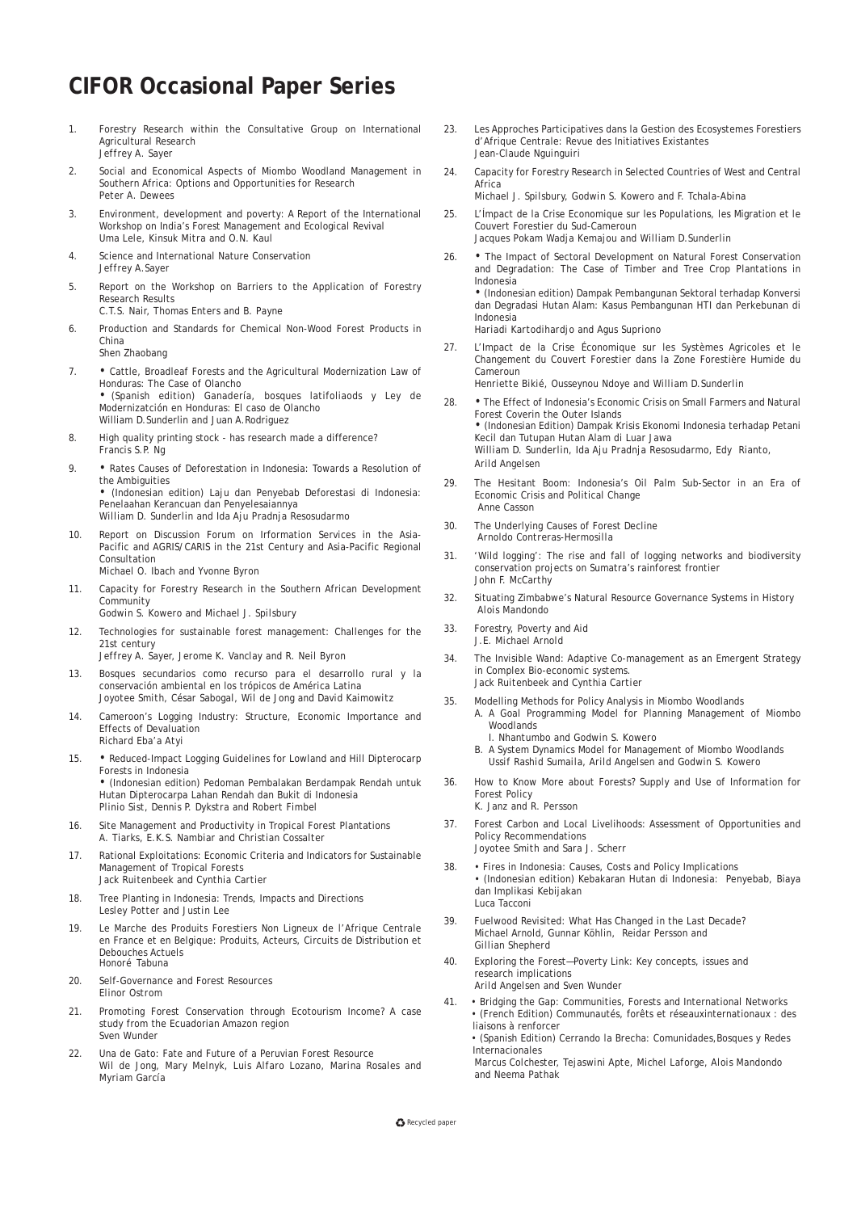# CIFOR Occasional Paper Series

1. Forestry Research within the Consultative Group on International Agricultural Research
   Jeffrey A. Sayer
2. Social and Economical Aspects of Miombo Woodland Management in Southern Africa: Options and Opportunities for Research
   Peter A. Dewees
3. Environment, development and poverty: A Report of the International Workshop on India's Forest Management and Ecological Revival
   Uma Lele, Kinsuk Mitra and O.N. Kaul
4. Science and International Nature Conservation
   Jeffrey A.Sayer
5. Report on the Workshop on Barriers to the Application of Forestry Research Results
   C.T.S. Nair, Thomas Enters and B. Payne
6. Production and Standards for Chemical Non-Wood Forest Products in China
   Shen Zhaobang
7. • Cattle, Broadleaf Forests and the Agricultural Modernization Law of Honduras: The Case of Olancho
   • (Spanish edition) Ganadería, bosques latifoliaods y Ley de Modernizatción en Honduras: El caso de Olancho
   William D.Sunderlin and Juan A.Rodriguez
8. High quality printing stock - has research made a difference?
   Francis S.P. Ng
9. • Rates Causes of Deforestation in Indonesia: Towards a Resolution of the Ambiguities
   • (Indonesian edition) Laju dan Penyebab Deforestasi di Indonesia: Penelaahan Kerancuan dan Penyelesaiannya
   William D. Sunderlin and Ida Aju Pradnja Resosudarmo
10. Report on Discussion Forum on Irformation Services in the Asia-Pacific and AGRIS/CARIS in the 21st Century and Asia-Pacific Regional Consultation
    Michael O. Ibach and Yvonne Byron
11. Capacity for Forestry Research in the Southern African Development Community
    Godwin S. Kowero and Michael J. Spilsbury
12. Technologies for sustainable forest management: Challenges for the 21st century
    Jeffrey A. Sayer, Jerome K. Vanclay and R. Neil Byron
13. Bosques secundarios como recurso para el desarrollo rural y la conservación ambiental en los trópicos de América Latina
    Joyotee Smith, César Sabogal, Wil de Jong and David Kaimowitz
14. Cameroon's Logging Industry: Structure, Economic Importance and Effects of Devaluation
    Richard Eba'a Atyi
15. • Reduced-Impact Logging Guidelines for Lowland and Hill Dipterocarp Forests in Indonesia
    • (Indonesian edition) Pedoman Pembalakan Berdampak Rendah untuk Hutan Dipterocarpa Lahan Rendah dan Bukit di Indonesia
    Plinio Sist, Dennis P. Dykstra and Robert Fimbel
16. Site Management and Productivity in Tropical Forest Plantations
    A. Tiarks, E.K.S. Nambiar and Christian Cossalter
17. Rational Exploitations: Economic Criteria and Indicators for Sustainable Management of Tropical Forests
    Jack Ruitenbeek and Cynthia Cartier
18. Tree Planting in Indonesia: Trends, Impacts and Directions
    Lesley Potter and Justin Lee
19. Le Marche des Produits Forestiers Non Ligneux de l'Afrique Centrale en France et en Belgique: Produits, Acteurs, Circuits de Distribution et Debouches Actuels
    Honoré Tabuna
20. Self-Governance and Forest Resources
    Elinor Ostrom
21. Promoting Forest Conservation through Ecotourism Income? A case study from the Ecuadorian Amazon region
    Sven Wunder
22. Una de Gato: Fate and Future of a Peruvian Forest Resource
    Wil de Jong, Mary Melnyk, Luis Alfaro Lozano, Marina Rosales and Myriam García
23. Les Approches Participatives dans la Gestion des Ecosystemes Forestiers d'Afrique Centrale: Revue des Initiatives Existantes
    Jean-Claude Nguinguiri
24. Capacity for Forestry Research in Selected Countries of West and Central Africa
    Michael J. Spilsbury, Godwin S. Kowero and F. Tchala-Abina
25. L'Ímpact de la Crise Economique sur les Populations, les Migration et le Couvert Forestier du Sud-Cameroun
    Jacques Pokam Wadja Kemajou and William D.Sunderlin
26. • The Impact of Sectoral Development on Natural Forest Conservation and Degradation: The Case of Timber and Tree Crop Plantations in Indonesia
    • (Indonesian edition) Dampak Pembangunan Sektoral terhadap Konversi dan Degradasi Hutan Alam: Kasus Pembangunan HTI dan Perkebunan di Indonesia
    Hariadi Kartodihardjo and Agus Supriono
27. L'Impact de la Crise Économique sur les Systèmes Agricoles et le Changement du Couvert Forestier dans la Zone Forestière Humide du Cameroun
    Henriette Bikié, Ousseynou Ndoye and William D.Sunderlin
28. • The Effect of Indonesia's Economic Crisis on Small Farmers and Natural Forest Coverin the Outer Islands
    • (Indonesian Edition) Dampak Krisis Ekonomi Indonesia terhadap Petani Kecil dan Tutupan Hutan Alam di Luar Jawa
    William D. Sunderlin, Ida Aju Pradnja Resosudarmo, Edy Rianto, Arild Angelsen
29. The Hesitant Boom: Indonesia's Oil Palm Sub-Sector in an Era of Economic Crisis and Political Change
    Anne Casson
30. The Underlying Causes of Forest Decline
    Arnoldo Contreras-Hermosilla
31. 'Wild logging': The rise and fall of logging networks and biodiversity conservation projects on Sumatra's rainforest frontier
    John F. McCarthy
32. Situating Zimbabwe's Natural Resource Governance Systems in History
    Alois Mandondo
33. Forestry, Poverty and Aid
    J.E. Michael Arnold
34. The Invisible Wand: Adaptive Co-management as an Emergent Strategy in Complex Bio-economic systems.
    Jack Ruitenbeek and Cynthia Cartier
35. Modelling Methods for Policy Analysis in Miombo Woodlands
    A. A Goal Programming Model for Planning Management of Miombo Woodlands
       I. Nhantumbo and Godwin S. Kowero
    B. A System Dynamics Model for Management of Miombo Woodlands
       Ussif Rashid Sumaila, Arild Angelsen and Godwin S. Kowero
36. How to Know More about Forests? Supply and Use of Information for Forest Policy
    K. Janz and R. Persson
37. Forest Carbon and Local Livelihoods: Assessment of Opportunities and Policy Recommendations
    Joyotee Smith and Sara J. Scherr
38. • Fires in Indonesia: Causes, Costs and Policy Implications
    • (Indonesian edition) Kebakaran Hutan di Indonesia: Penyebab, Biaya dan Implikasi Kebijakan
    Luca Tacconi
39. Fuelwood Revisited: What Has Changed in the Last Decade?
    Michael Arnold, Gunnar Köhlin, Reidar Persson and Gillian Shepherd
40. Exploring the Forest—Poverty Link: Key concepts, issues and research implications
    Arild Angelsen and Sven Wunder
41. • Bridging the Gap: Communities, Forests and International Networks
    • (French Edition) Communautés, forêts et réseauxinternationaux : des liaisons à renforcer
    • (Spanish Edition) Cerrando la Brecha: Comunidades,Bosques y Redes Internacionales
    Marcus Colchester, Tejaswini Apte, Michel Laforge, Alois Mandondo and Neema Pathak

Recycled paper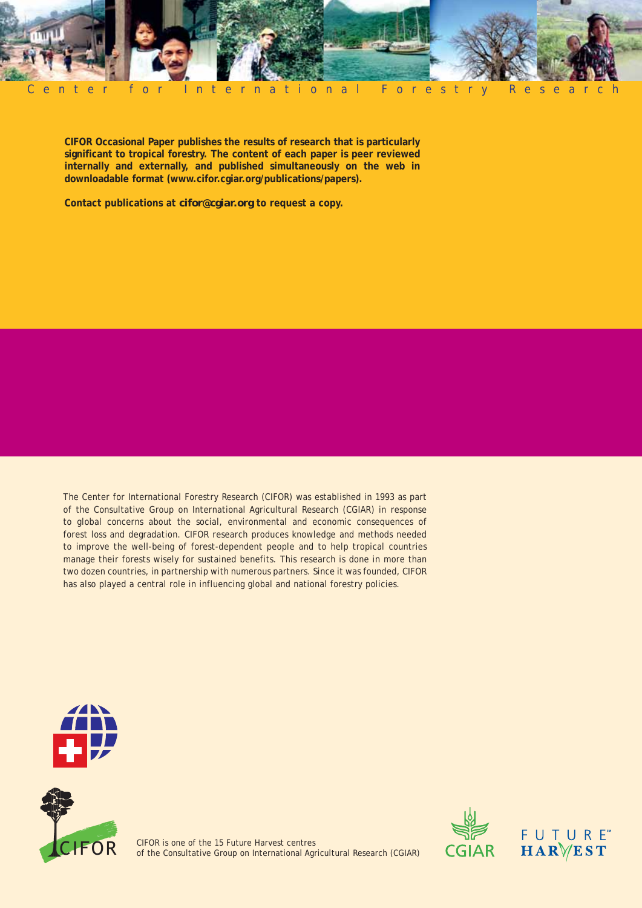Center for International Forestry Research

**CIFOR Occasional Paper publishes the results of research that is particularly significant to tropical forestry. The content of each paper is peer reviewed internally and externally, and published simultaneously on the web in downloadable format (www.cifor.cgiar.org/publications/papers).**

**Contact publications at cifor@cgiar.org to request a copy.**

The Center for International Forestry Research (CIFOR) was established in 1993 as part of the Consultative Group on International Agricultural Research (CGIAR) in response to global concerns about the social, environmental and economic consequences of forest loss and degradation. CIFOR research produces knowledge and methods needed to improve the well-being of forest-dependent people and to help tropical countries manage their forests wisely for sustained benefits. This research is done in more than two dozen countries, in partnership with numerous partners. Since it was founded, CIFOR has also played a central role in influencing global and national forestry policies.

CIFOR is one of the 15 Future Harvest centres of the Consultative Group on International Agricultural Research (CGIAR)